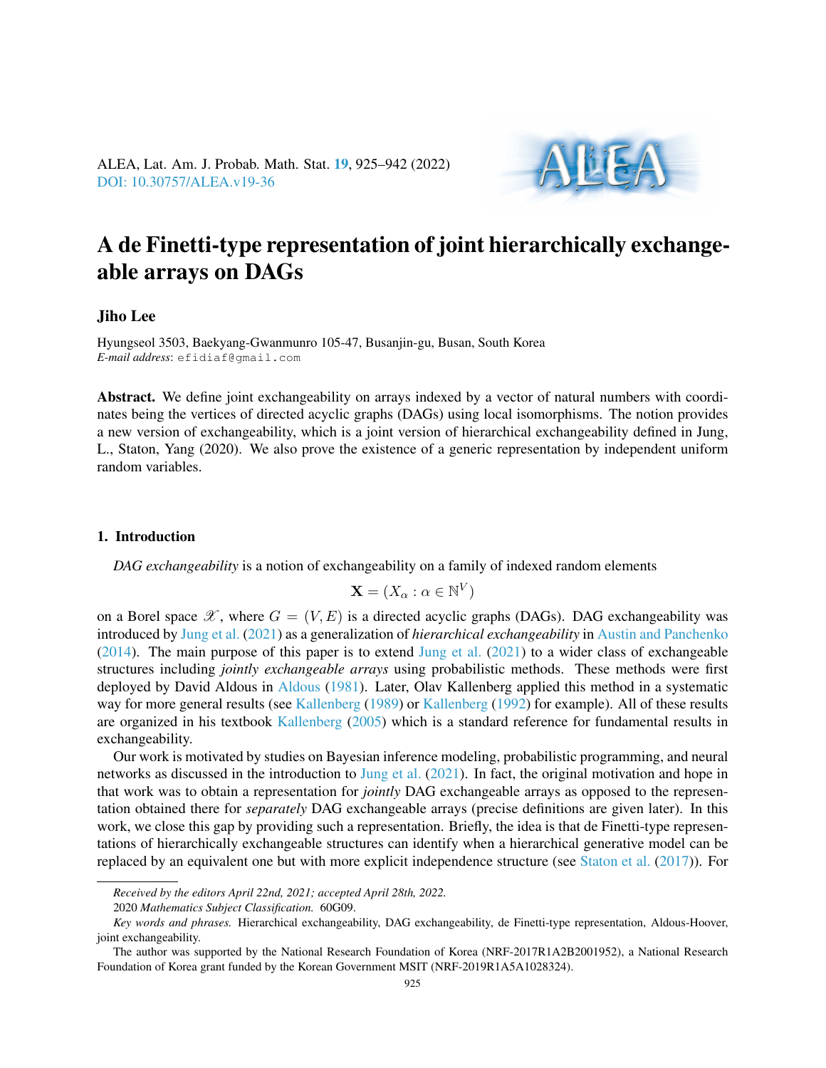# A de Finetti-type representation of joint hierarchically exchangeable arrays on DAGs

**Jiho Lee**

Hyungseol 3503, Baekyang-Gwanmunro 105-47, Busanjin-gu, Busan, South Korea
*E-mail address*: efidiaf@gmail.com

**Abstract.** We define joint exchangeability on arrays indexed by a vector of natural numbers with coordinates being the vertices of directed acyclic graphs (DAGs) using local isomorphisms. The notion provides a new version of exchangeability, which is a joint version of hierarchical exchangeability defined in Jung, L., Staton, Yang (2020). We also prove the existence of a generic representation by independent uniform random variables.

## 1. Introduction

*DAG exchangeability* is a notion of exchangeability on a family of indexed random elements

$$\mathbf{X} = (X_\alpha : \alpha \in \mathbb{N}^V)$$

on a Borel space $\mathscr{X}$, where $G = (V, E)$ is a directed acyclic graphs (DAGs). DAG exchangeability was introduced by Jung et al. (2021) as a generalization of *hierarchical exchangeability* in Austin and Panchenko (2014). The main purpose of this paper is to extend Jung et al. (2021) to a wider class of exchangeable structures including *jointly exchangeable arrays* using probabilistic methods. These methods were first deployed by David Aldous in Aldous (1981). Later, Olav Kallenberg applied this method in a systematic way for more general results (see Kallenberg (1989) or Kallenberg (1992) for example). All of these results are organized in his textbook Kallenberg (2005) which is a standard reference for fundamental results in exchangeability.

Our work is motivated by studies on Bayesian inference modeling, probabilistic programming, and neural networks as discussed in the introduction to Jung et al. (2021). In fact, the original motivation and hope in that work was to obtain a representation for *jointly* DAG exchangeable arrays as opposed to the representation obtained there for *separately* DAG exchangeable arrays (precise definitions are given later). In this work, we close this gap by providing such a representation. Briefly, the idea is that de Finetti-type representations of hierarchically exchangeable structures can identify when a hierarchical generative model can be replaced by an equivalent one but with more explicit independence structure (see Staton et al. (2017)). For

---

*Received by the editors April 22nd, 2021; accepted April 28th, 2022.*

2020 *Mathematics Subject Classification.* 60G09.

*Key words and phrases.* Hierarchical exchangeability, DAG exchangeability, de Finetti-type representation, Aldous-Hoover, joint exchangeability.

The author was supported by the National Research Foundation of Korea (NRF-2017R1A2B2001952), a National Research Foundation of Korea grant funded by the Korean Government MSIT (NRF-2019R1A5A1028324).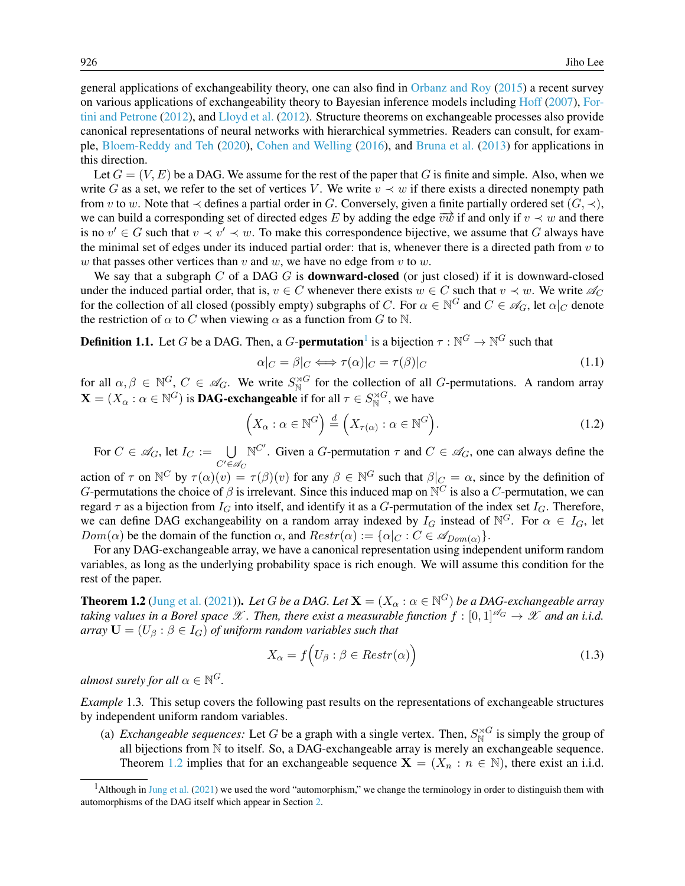general applications of exchangeability theory, one can also find in Orbanz and Roy (2015) a recent survey on various applications of exchangeability theory to Bayesian inference models including Hoff (2007), Fortini and Petrone (2012), and Lloyd et al. (2012). Structure theorems on exchangeable processes also provide canonical representations of neural networks with hierarchical symmetries. Readers can consult, for example, Bloem-Reddy and Teh (2020), Cohen and Welling (2016), and Bruna et al. (2013) for applications in this direction.

Let $G = (V, E)$ be a DAG. We assume for the rest of the paper that $G$ is finite and simple. Also, when we write $G$ as a set, we refer to the set of vertices $V$. We write $v \prec w$ if there exists a directed nonempty path from $v$ to $w$. Note that $\prec$ defines a partial order in $G$. Conversely, given a finite partially ordered set $(G, \prec)$, we can build a corresponding set of directed edges $E$ by adding the edge $\overrightarrow{vw}$ if and only if $v \prec w$ and there is no $v' \in G$ such that $v \prec v' \prec w$. To make this correspondence bijective, we assume that $G$ always have the minimal set of edges under its induced partial order: that is, whenever there is a directed path from $v$ to $w$ that passes other vertices than $v$ and $w$, we have no edge from $v$ to $w$.

We say that a subgraph $C$ of a DAG $G$ is **downward-closed** (or just closed) if it is downward-closed under the induced partial order, that is, $v \in C$ whenever there exists $w \in C$ such that $v \prec w$. We write $\mathscr{A}_C$ for the collection of all closed (possibly empty) subgraphs of $C$. For $\alpha \in \mathbb{N}^G$ and $C \in \mathscr{A}_G$, let $\alpha|_C$ denote the restriction of $\alpha$ to $C$ when viewing $\alpha$ as a function from $G$ to $\mathbb{N}$.

**Definition 1.1.** Let $G$ be a DAG. Then, a $G$-**permutation**[1] is a bijection $\tau : \mathbb{N}^G \to \mathbb{N}^G$ such that

$$\alpha|_C = \beta|_C \iff \tau(\alpha)|_C = \tau(\beta)|_C \tag{1.1}$$

for all $\alpha, \beta \in \mathbb{N}^G$, $C \in \mathscr{A}_G$. We write $S_{\mathbb{N}}^{\rtimes G}$ for the collection of all $G$-permutations. A random array $\mathbf{X} = (X_\alpha : \alpha \in \mathbb{N}^G)$ is **DAG-exchangeable** if for all $\tau \in S_{\mathbb{N}}^{\rtimes G}$, we have

$$\left(X_\alpha : \alpha \in \mathbb{N}^G\right) \overset{d}{=} \left(X_{\tau(\alpha)} : \alpha \in \mathbb{N}^G\right). \tag{1.2}$$

For $C \in \mathscr{A}_G$, let $I_C := \bigcup_{C' \in \mathscr{A}_C} \mathbb{N}^{C'}$. Given a $G$-permutation $\tau$ and $C \in \mathscr{A}_G$, one can always define the action of $\tau$ on $\mathbb{N}^C$ by $\tau(\alpha)(v) = \tau(\beta)(v)$ for any $\beta \in \mathbb{N}^G$ such that $\beta|_C = \alpha$, since by the definition of $G$-permutations the choice of $\beta$ is irrelevant. Since this induced map on $\mathbb{N}^C$ is also a $C$-permutation, we can regard $\tau$ as a bijection from $I_G$ into itself, and identify it as a $G$-permutation of the index set $I_G$. Therefore, we can define DAG exchangeability on a random array indexed by $I_G$ instead of $\mathbb{N}^G$. For $\alpha \in I_G$, let $Dom(\alpha)$ be the domain of the function $\alpha$, and $Restr(\alpha) := \{\alpha|_C : C \in \mathscr{A}_{Dom(\alpha)}\}$.

For any DAG-exchangeable array, we have a canonical representation using independent uniform random variables, as long as the underlying probability space is rich enough. We will assume this condition for the rest of the paper.

**Theorem 1.2** (Jung et al. (2021))**.** *Let $G$ be a DAG. Let $\mathbf{X} = (X_\alpha : \alpha \in \mathbb{N}^G)$ be a DAG-exchangeable array taking values in a Borel space $\mathscr{X}$. Then, there exist a measurable function $f : [0,1]^{\mathscr{A}_G} \to \mathscr{X}$ and an i.i.d. array $\mathbf{U} = (U_\beta : \beta \in I_G)$ of uniform random variables such that*

$$X_\alpha = f\Big(U_\beta : \beta \in Restr(\alpha)\Big) \tag{1.3}$$

*almost surely for all $\alpha \in \mathbb{N}^G$.*

*Example* 1.3. This setup covers the following past results on the representations of exchangeable structures by independent uniform random variables.

(a) *Exchangeable sequences:* Let $G$ be a graph with a single vertex. Then, $S_{\mathbb{N}}^{\rtimes G}$ is simply the group of all bijections from $\mathbb{N}$ to itself. So, a DAG-exchangeable array is merely an exchangeable sequence. Theorem 1.2 implies that for an exchangeable sequence $\mathbf{X} = (X_n : n \in \mathbb{N})$, there exist an i.i.d.

[1] Although in Jung et al. (2021) we used the word "automorphism," we change the terminology in order to distinguish them with automorphisms of the DAG itself which appear in Section 2.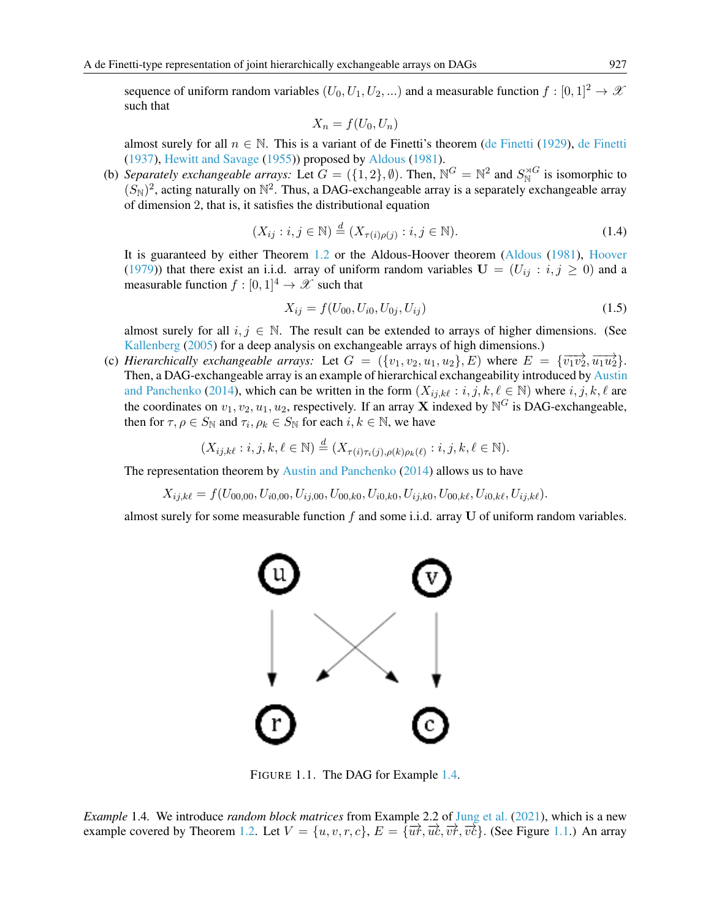sequence of uniform random variables $(U_0, U_1, U_2, ...)$ and a measurable function $f : [0,1]^2 \to \mathscr{X}$ such that

$$X_n = f(U_0, U_n)$$

almost surely for all $n \in \mathbb{N}$. This is a variant of de Finetti's theorem (de Finetti (1929), de Finetti (1937), Hewitt and Savage (1955)) proposed by Aldous (1981).

(b) *Separately exchangeable arrays:* Let $G = (\{1,2\}, \emptyset)$. Then, $\mathbb{N}^G = \mathbb{N}^2$ and $S_{\mathbb{N}}^{\rtimes G}$ is isomorphic to $(S_{\mathbb{N}})^2$, acting naturally on $\mathbb{N}^2$. Thus, a DAG-exchangeable array is a separately exchangeable array of dimension 2, that is, it satisfies the distributional equation

$$(X_{ij} : i, j \in \mathbb{N}) \stackrel{d}{=} (X_{\tau(i)\rho(j)} : i, j \in \mathbb{N}). \tag{1.4}$$

It is guaranteed by either Theorem 1.2 or the Aldous-Hoover theorem (Aldous (1981), Hoover (1979)) that there exist an i.i.d. array of uniform random variables $\mathbf{U} = (U_{ij} : i, j \geq 0)$ and a measurable function $f : [0,1]^4 \to \mathscr{X}$ such that

$$X_{ij} = f(U_{00}, U_{i0}, U_{0j}, U_{ij}) \tag{1.5}$$

almost surely for all $i, j \in \mathbb{N}$. The result can be extended to arrays of higher dimensions. (See Kallenberg (2005) for a deep analysis on exchangeable arrays of high dimensions.)

(c) *Hierarchically exchangeable arrays:* Let $G = (\{v_1, v_2, u_1, u_2\}, E)$ where $E = \{\overrightarrow{v_1 v_2}, \overrightarrow{u_1 u_2}\}$. Then, a DAG-exchangeable array is an example of hierarchical exchangeability introduced by Austin and Panchenko (2014), which can be written in the form $(X_{ij,k\ell} : i, j, k, \ell \in \mathbb{N})$ where $i, j, k, \ell$ are the coordinates on $v_1, v_2, u_1, u_2$, respectively. If an array $\mathbf{X}$ indexed by $\mathbb{N}^G$ is DAG-exchangeable, then for $\tau, \rho \in S_{\mathbb{N}}$ and $\tau_i, \rho_k \in S_{\mathbb{N}}$ for each $i, k \in \mathbb{N}$, we have

$$(X_{ij,k\ell} : i, j, k, \ell \in \mathbb{N}) \stackrel{d}{=} (X_{\tau(i)\tau_i(j), \rho(k)\rho_k(\ell)} : i, j, k, \ell \in \mathbb{N}).$$

The representation theorem by Austin and Panchenko (2014) allows us to have

$$X_{ij,k\ell} = f(U_{00,00}, U_{i0,00}, U_{ij,00}, U_{00,k0}, U_{i0,k0}, U_{ij,k0}, U_{00,k\ell}, U_{i0,k\ell}, U_{ij,k\ell}).$$

almost surely for some measurable function $f$ and some i.i.d. array $\mathbf{U}$ of uniform random variables.

FIGURE 1.1. The DAG for Example 1.4.

*Example* 1.4. We introduce *random block matrices* from Example 2.2 of Jung et al. (2021), which is a new example covered by Theorem 1.2. Let $V = \{u, v, r, c\}$, $E = \{\overrightarrow{ur}, \overrightarrow{uc}, \overrightarrow{vr}, \overrightarrow{vc}\}$. (See Figure 1.1.) An array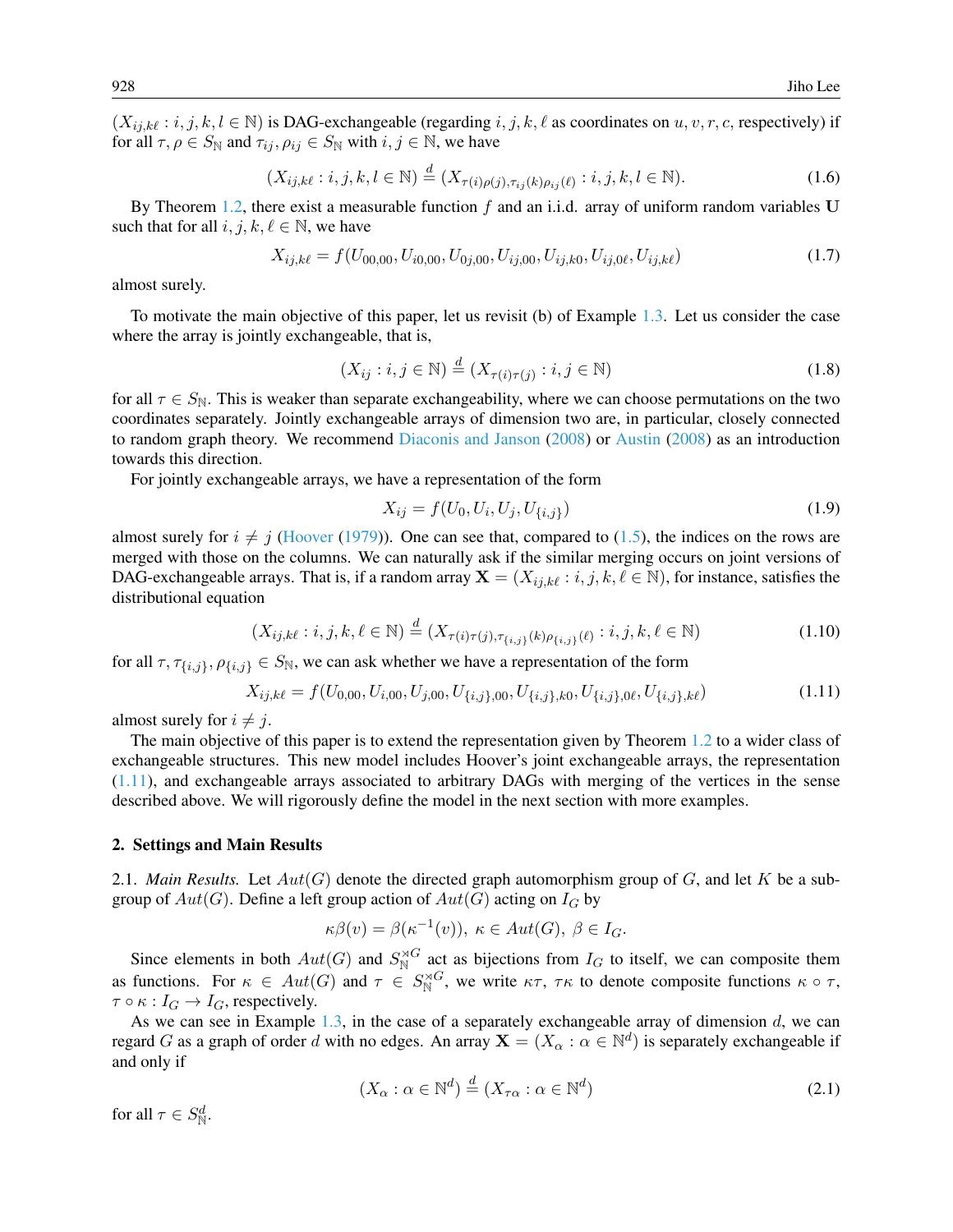$(X_{ij,k\ell} : i,j,k,l \in \mathbb{N})$ is DAG-exchangeable (regarding $i, j, k, \ell$ as coordinates on $u, v, r, c$, respectively) if for all $\tau, \rho \in S_{\mathbb{N}}$ and $\tau_{ij}, \rho_{ij} \in S_{\mathbb{N}}$ with $i, j \in \mathbb{N}$, we have

$$(X_{ij,k\ell} : i,j,k,l \in \mathbb{N}) \overset{d}{=} (X_{\tau(i)\rho(j),\tau_{ij}(k)\rho_{ij}(\ell)} : i,j,k,l \in \mathbb{N}). \tag{1.6}$$

By Theorem 1.2, there exist a measurable function $f$ and an i.i.d. array of uniform random variables $\mathbf{U}$ such that for all $i, j, k, \ell \in \mathbb{N}$, we have

$$X_{ij,k\ell} = f(U_{00,00}, U_{i0,00}, U_{0j,00}, U_{ij,00}, U_{ij,k0}, U_{ij,0\ell}, U_{ij,k\ell}) \tag{1.7}$$

almost surely.

To motivate the main objective of this paper, let us revisit (b) of Example 1.3. Let us consider the case where the array is jointly exchangeable, that is,

$$(X_{ij} : i,j \in \mathbb{N}) \overset{d}{=} (X_{\tau(i)\tau(j)} : i,j \in \mathbb{N}) \tag{1.8}$$

for all $\tau \in S_{\mathbb{N}}$. This is weaker than separate exchangeability, where we can choose permutations on the two coordinates separately. Jointly exchangeable arrays of dimension two are, in particular, closely connected to random graph theory. We recommend Diaconis and Janson (2008) or Austin (2008) as an introduction towards this direction.

For jointly exchangeable arrays, we have a representation of the form

$$X_{ij} = f(U_0, U_i, U_j, U_{\{i,j\}}) \tag{1.9}$$

almost surely for $i \neq j$ (Hoover (1979)). One can see that, compared to (1.5), the indices on the rows are merged with those on the columns. We can naturally ask if the similar merging occurs on joint versions of DAG-exchangeable arrays. That is, if a random array $\mathbf{X} = (X_{ij,k\ell} : i,j,k,\ell \in \mathbb{N})$, for instance, satisfies the distributional equation

$$(X_{ij,k\ell} : i,j,k,\ell \in \mathbb{N}) \overset{d}{=} (X_{\tau(i)\tau(j),\tau_{\{i,j\}}(k)\rho_{\{i,j\}}(\ell)} : i,j,k,\ell \in \mathbb{N}) \tag{1.10}$$

for all $\tau, \tau_{\{i,j\}}, \rho_{\{i,j\}} \in S_{\mathbb{N}}$, we can ask whether we have a representation of the form

$$X_{ij,k\ell} = f(U_{0,00}, U_{i,00}, U_{j,00}, U_{\{i,j\},00}, U_{\{i,j\},k0}, U_{\{i,j\},0\ell}, U_{\{i,j\},k\ell}) \tag{1.11}$$

almost surely for $i \neq j$.

The main objective of this paper is to extend the representation given by Theorem 1.2 to a wider class of exchangeable structures. This new model includes Hoover's joint exchangeable arrays, the representation (1.11), and exchangeable arrays associated to arbitrary DAGs with merging of the vertices in the sense described above. We will rigorously define the model in the next section with more examples.

## 2. Settings and Main Results

2.1. *Main Results.* Let $Aut(G)$ denote the directed graph automorphism group of $G$, and let $K$ be a subgroup of $Aut(G)$. Define a left group action of $Aut(G)$ acting on $I_G$ by

$$\kappa\beta(v) = \beta(\kappa^{-1}(v)),\ \kappa \in Aut(G),\ \beta \in I_G.$$

Since elements in both $Aut(G)$ and $S_{\mathbb{N}}^{\rtimes G}$ act as bijections from $I_G$ to itself, we can composite them as functions. For $\kappa \in Aut(G)$ and $\tau \in S_{\mathbb{N}}^{\rtimes G}$, we write $\kappa\tau$, $\tau\kappa$ to denote composite functions $\kappa \circ \tau$, $\tau \circ \kappa : I_G \to I_G$, respectively.

As we can see in Example 1.3, in the case of a separately exchangeable array of dimension $d$, we can regard $G$ as a graph of order $d$ with no edges. An array $\mathbf{X} = (X_\alpha : \alpha \in \mathbb{N}^d)$ is separately exchangeable if and only if

$$(X_\alpha : \alpha \in \mathbb{N}^d) \overset{d}{=} (X_{\tau\alpha} : \alpha \in \mathbb{N}^d) \tag{2.1}$$

for all $\tau \in S_{\mathbb{N}}^d$.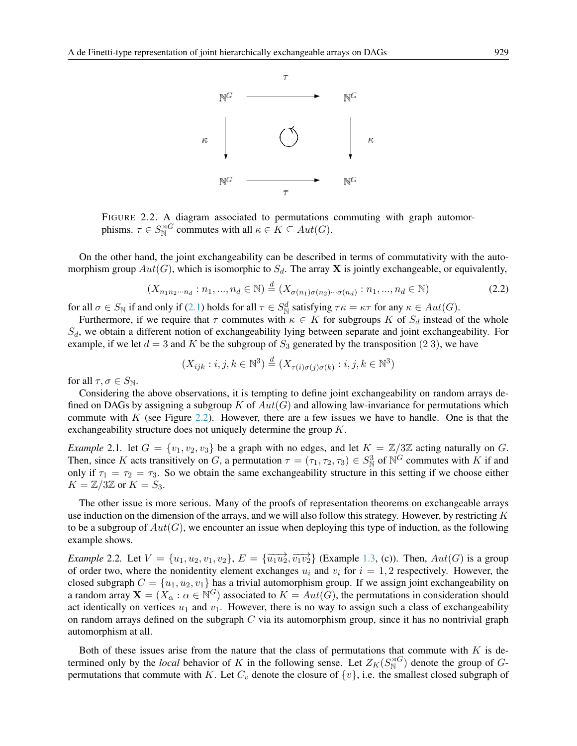FIGURE 2.2. A diagram associated to permutations commuting with graph automorphisms. $\tau \in S_{\mathbb{N}}^{\rtimes G}$ commutes with all $\kappa \in K \subseteq Aut(G)$.

On the other hand, the joint exchangeability can be described in terms of commutativity with the automorphism group $Aut(G)$, which is isomorphic to $S_d$. The array $\mathbf{X}$ is jointly exchangeable, or equivalently,

$$(X_{n_1 n_2 \cdots n_d} : n_1, ..., n_d \in \mathbb{N}) \stackrel{d}{=} (X_{\sigma(n_1)\sigma(n_2)\cdots\sigma(n_d)} : n_1, ..., n_d \in \mathbb{N}) \tag{2.2}$$

for all $\sigma \in S_{\mathbb{N}}$ if and only if (2.1) holds for all $\tau \in S_{\mathbb{N}}^d$ satisfying $\tau\kappa = \kappa\tau$ for any $\kappa \in Aut(G)$.

Furthermore, if we require that $\tau$ commutes with $\kappa \in K$ for subgroups $K$ of $S_d$ instead of the whole $S_d$, we obtain a different notion of exchangeability lying between separate and joint exchangeability. For example, if we let $d = 3$ and $K$ be the subgroup of $S_3$ generated by the transposition $(2\ 3)$, we have

$$(X_{ijk} : i, j, k \in \mathbb{N}^3) \stackrel{d}{=} (X_{\tau(i)\sigma(j)\sigma(k)} : i, j, k \in \mathbb{N}^3)$$

for all $\tau, \sigma \in S_{\mathbb{N}}$.

Considering the above observations, it is tempting to define joint exchangeability on random arrays defined on DAGs by assigning a subgroup $K$ of $Aut(G)$ and allowing law-invariance for permutations which commute with $K$ (see Figure 2.2). However, there are a few issues we have to handle. One is that the exchangeability structure does not uniquely determine the group $K$.

*Example* 2.1. let $G = \{v_1, v_2, v_3\}$ be a graph with no edges, and let $K = \mathbb{Z}/3\mathbb{Z}$ acting naturally on $G$. Then, since $K$ acts transitively on $G$, a permutation $\tau = (\tau_1, \tau_2, \tau_3) \in S_{\mathbb{N}}^3$ of $\mathbb{N}^G$ commutes with $K$ if and only if $\tau_1 = \tau_2 = \tau_3$. So we obtain the same exchangeability structure in this setting if we choose either $K = \mathbb{Z}/3\mathbb{Z}$ or $K = S_3$.

The other issue is more serious. Many of the proofs of representation theorems on exchangeable arrays use induction on the dimension of the arrays, and we will also follow this strategy. However, by restricting $K$ to be a subgroup of $Aut(G)$, we encounter an issue when deploying this type of induction, as the following example shows.

*Example* 2.2. Let $V = \{u_1, u_2, v_1, v_2\}$, $E = \{\overrightarrow{u_1u_2}, \overrightarrow{v_1v_2}\}$ (Example 1.3, (c)). Then, $Aut(G)$ is a group of order two, where the nonidentity element exchanges $u_i$ and $v_i$ for $i = 1, 2$ respectively. However, the closed subgraph $C = \{u_1, u_2, v_1\}$ has a trivial automorphism group. If we assign joint exchangeability on a random array $\mathbf{X} = (X_\alpha : \alpha \in \mathbb{N}^G)$ associated to $K = Aut(G)$, the permutations in consideration should act identically on vertices $u_1$ and $v_1$. However, there is no way to assign such a class of exchangeability on random arrays defined on the subgraph $C$ via its automorphism group, since it has no nontrivial graph automorphism at all.

Both of these issues arise from the nature that the class of permutations that commute with $K$ is determined only by the *local* behavior of $K$ in the following sense. Let $Z_K(S_{\mathbb{N}}^{\rtimes G})$ denote the group of $G$-permutations that commute with $K$. Let $C_v$ denote the closure of $\{v\}$, i.e. the smallest closed subgraph of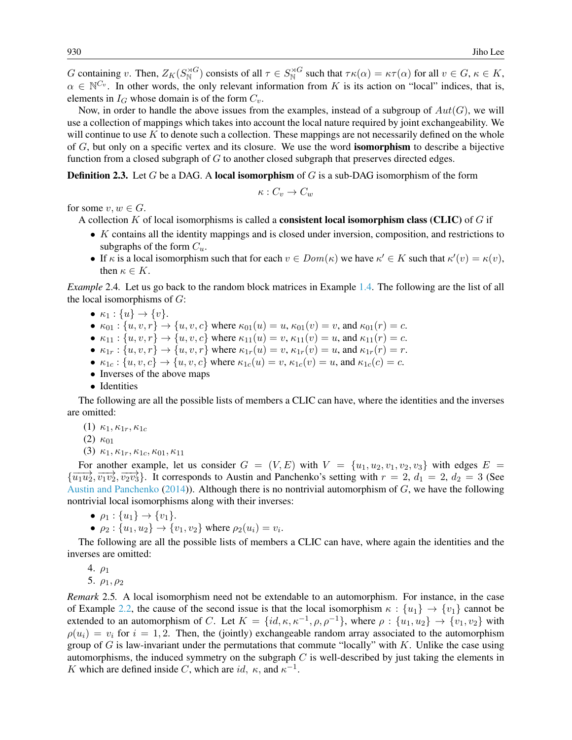$G$ containing $v$. Then, $Z_K(S_{\mathbb{N}}^{\rtimes G})$ consists of all $\tau \in S_{\mathbb{N}}^{\rtimes G}$ such that $\tau\kappa(\alpha) = \kappa\tau(\alpha)$ for all $v \in G$, $\kappa \in K$, $\alpha \in \mathbb{N}^{C_v}$. In other words, the only relevant information from $K$ is its action on "local" indices, that is, elements in $I_G$ whose domain is of the form $C_v$.

Now, in order to handle the above issues from the examples, instead of a subgroup of $Aut(G)$, we will use a collection of mappings which takes into account the local nature required by joint exchangeability. We will continue to use $K$ to denote such a collection. These mappings are not necessarily defined on the whole of $G$, but only on a specific vertex and its closure. We use the word **isomorphism** to describe a bijective function from a closed subgraph of $G$ to another closed subgraph that preserves directed edges.

**Definition 2.3.** Let $G$ be a DAG. A **local isomorphism** of $G$ is a sub-DAG isomorphism of the form

$$\kappa : C_v \to C_w$$

for some $v, w \in G$.

A collection $K$ of local isomorphisms is called a **consistent local isomorphism class (CLIC)** of $G$ if

- $K$ contains all the identity mappings and is closed under inversion, composition, and restrictions to subgraphs of the form $C_u$.
- If $\kappa$ is a local isomorphism such that for each $v \in Dom(\kappa)$ we have $\kappa' \in K$ such that $\kappa'(v) = \kappa(v)$, then $\kappa \in K$.

*Example* 2.4. Let us go back to the random block matrices in Example 1.4. The following are the list of all the local isomorphisms of $G$:

- $\kappa_1 : \{u\} \to \{v\}$.
- $\kappa_{01} : \{u, v, r\} \to \{u, v, c\}$ where $\kappa_{01}(u) = u$, $\kappa_{01}(v) = v$, and $\kappa_{01}(r) = c$.
- $\kappa_{11} : \{u, v, r\} \to \{u, v, c\}$ where $\kappa_{11}(u) = v$, $\kappa_{11}(v) = u$, and $\kappa_{11}(r) = c$.
- $\kappa_{1r} : \{u, v, r\} \to \{u, v, r\}$ where $\kappa_{1r}(u) = v$, $\kappa_{1r}(v) = u$, and $\kappa_{1r}(r) = r$.
- $\kappa_{1c} : \{u, v, c\} \to \{u, v, c\}$ where $\kappa_{1c}(u) = v$, $\kappa_{1c}(v) = u$, and $\kappa_{1c}(c) = c$.
- Inverses of the above maps
- Identities

The following are all the possible lists of members a CLIC can have, where the identities and the inverses are omitted:

(1) $\kappa_1, \kappa_{1r}, \kappa_{1c}$
(2) $\kappa_{01}$
(3) $\kappa_1, \kappa_{1r}, \kappa_{1c}, \kappa_{01}, \kappa_{11}$

For another example, let us consider $G = (V, E)$ with $V = \{u_1, u_2, v_1, v_2, v_3\}$ with edges $E = \{\overrightarrow{u_1u_2}, \overrightarrow{v_1v_2}, \overrightarrow{v_2v_3}\}$. It corresponds to Austin and Panchenko's setting with $r = 2$, $d_1 = 2$, $d_2 = 3$ (See Austin and Panchenko (2014)). Although there is no nontrivial automorphism of $G$, we have the following nontrivial local isomorphisms along with their inverses:

- $\rho_1 : \{u_1\} \to \{v_1\}$.
- $\rho_2 : \{u_1, u_2\} \to \{v_1, v_2\}$ where $\rho_2(u_i) = v_i$.

The following are all the possible lists of members a CLIC can have, where again the identities and the inverses are omitted:

4. $\rho_1$
5. $\rho_1, \rho_2$

*Remark* 2.5. A local isomorphism need not be extendable to an automorphism. For instance, in the case of Example 2.2, the cause of the second issue is that the local isomorphism $\kappa : \{u_1\} \to \{v_1\}$ cannot be extended to an automorphism of $C$. Let $K = \{id, \kappa, \kappa^{-1}, \rho, \rho^{-1}\}$, where $\rho : \{u_1, u_2\} \to \{v_1, v_2\}$ with $\rho(u_i) = v_i$ for $i = 1, 2$. Then, the (jointly) exchangeable random array associated to the automorphism group of $G$ is law-invariant under the permutations that commute "locally" with $K$. Unlike the case using automorphisms, the induced symmetry on the subgraph $C$ is well-described by just taking the elements in $K$ which are defined inside $C$, which are $id$, $\kappa$, and $\kappa^{-1}$.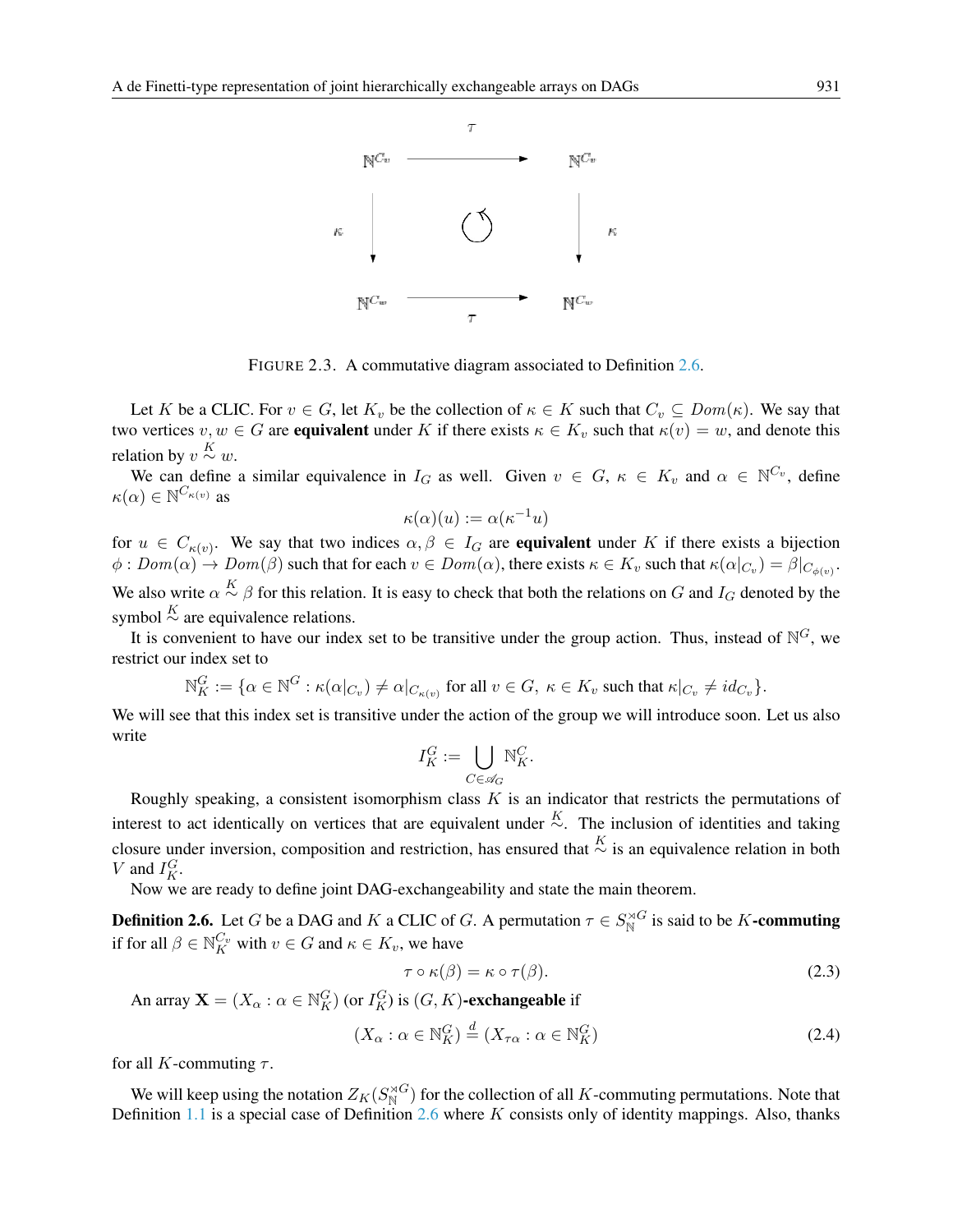FIGURE 2.3. A commutative diagram associated to Definition 2.6.

Let $K$ be a CLIC. For $v \in G$, let $K_v$ be the collection of $\kappa \in K$ such that $C_v \subseteq Dom(\kappa)$. We say that two vertices $v, w \in G$ are **equivalent** under $K$ if there exists $\kappa \in K_v$ such that $\kappa(v) = w$, and denote this relation by $v \overset{K}{\sim} w$.

We can define a similar equivalence in $I_G$ as well. Given $v \in G$, $\kappa \in K_v$ and $\alpha \in \mathbb{N}^{C_v}$, define $\kappa(\alpha) \in \mathbb{N}^{C_{\kappa(v)}}$ as

$$\kappa(\alpha)(u) := \alpha(\kappa^{-1}u)$$

for $u \in C_{\kappa(v)}$. We say that two indices $\alpha, \beta \in I_G$ are **equivalent** under $K$ if there exists a bijection $\phi : Dom(\alpha) \to Dom(\beta)$ such that for each $v \in Dom(\alpha)$, there exists $\kappa \in K_v$ such that $\kappa(\alpha|_{C_v}) = \beta|_{C_{\phi(v)}}$. We also write $\alpha \overset{K}{\sim} \beta$ for this relation. It is easy to check that both the relations on $G$ and $I_G$ denoted by the symbol $\overset{K}{\sim}$ are equivalence relations.

It is convenient to have our index set to be transitive under the group action. Thus, instead of $\mathbb{N}^G$, we restrict our index set to

$$\mathbb{N}^G_K := \{\alpha \in \mathbb{N}^G : \kappa(\alpha|_{C_v}) \neq \alpha|_{C_{\kappa(v)}} \text{ for all } v \in G,\ \kappa \in K_v \text{ such that } \kappa|_{C_v} \neq id_{C_v}\}.$$

We will see that this index set is transitive under the action of the group we will introduce soon. Let us also write

$$I^G_K := \bigcup_{C \in \mathscr{A}_G} \mathbb{N}^C_K.$$

Roughly speaking, a consistent isomorphism class $K$ is an indicator that restricts the permutations of interest to act identically on vertices that are equivalent under $\overset{K}{\sim}$. The inclusion of identities and taking closure under inversion, composition and restriction, has ensured that $\overset{K}{\sim}$ is an equivalence relation in both $V$ and $I^G_K$.

Now we are ready to define joint DAG-exchangeability and state the main theorem.

**Definition 2.6.** Let $G$ be a DAG and $K$ a CLIC of $G$. A permutation $\tau \in S^{\rtimes G}_{\mathbb{N}}$ is said to be $K$**-commuting** if for all $\beta \in \mathbb{N}^{C_v}_K$ with $v \in G$ and $\kappa \in K_v$, we have

$$\tau \circ \kappa(\beta) = \kappa \circ \tau(\beta). \tag{2.3}$$

An array $\mathbf{X} = (X_\alpha : \alpha \in \mathbb{N}^G_K)$ (or $I^G_K$) is $(G, K)$**-exchangeable** if

$$(X_\alpha : \alpha \in \mathbb{N}^G_K) \overset{d}{=} (X_{\tau\alpha} : \alpha \in \mathbb{N}^G_K) \tag{2.4}$$

for all $K$-commuting $\tau$.

We will keep using the notation $Z_K(S^{\rtimes G}_{\mathbb{N}})$ for the collection of all $K$-commuting permutations. Note that Definition 1.1 is a special case of Definition 2.6 where $K$ consists only of identity mappings. Also, thanks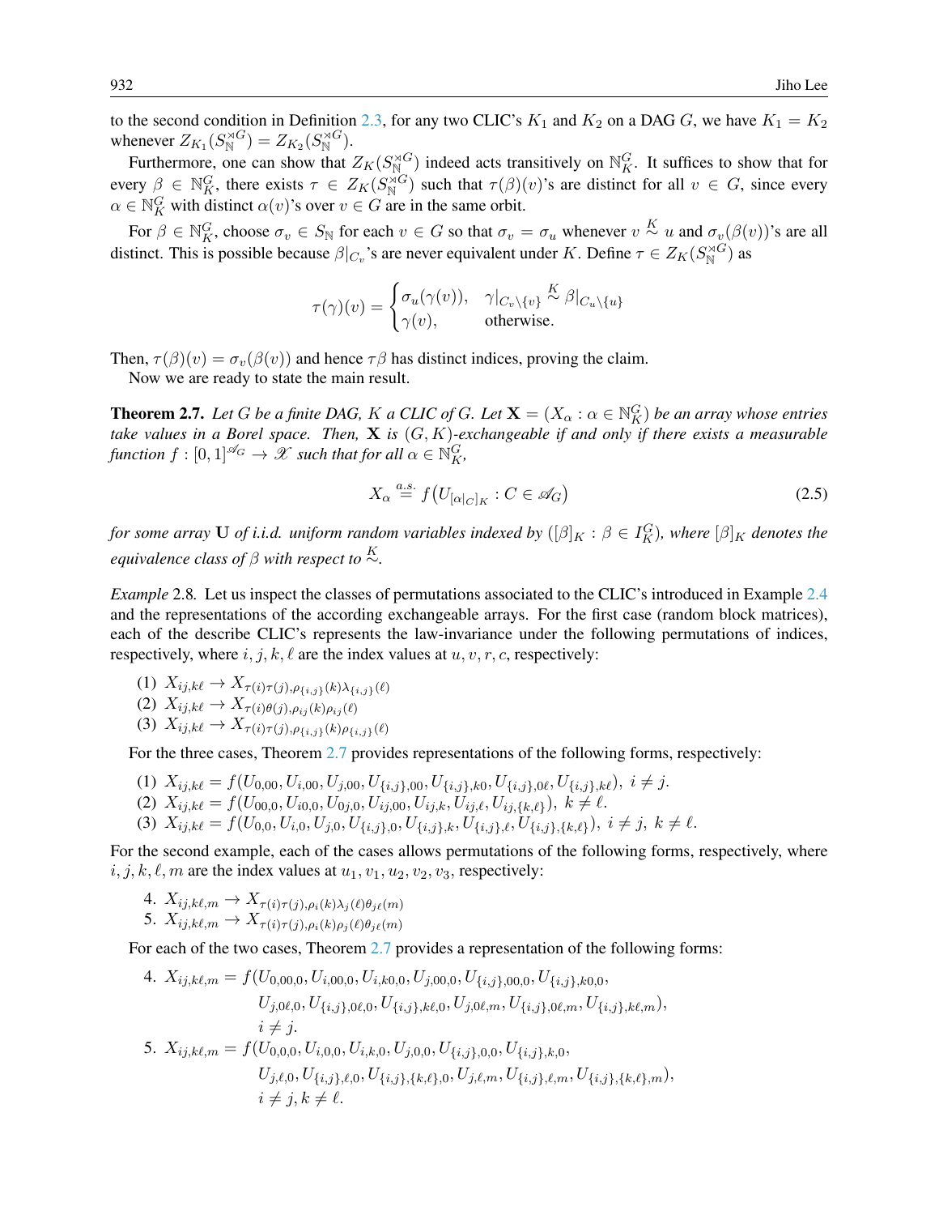to the second condition in Definition 2.3, for any two CLIC's $K_1$ and $K_2$ on a DAG $G$, we have $K_1 = K_2$ whenever $Z_{K_1}(S_{\mathbb{N}}^{\rtimes G}) = Z_{K_2}(S_{\mathbb{N}}^{\rtimes G})$.

Furthermore, one can show that $Z_K(S_{\mathbb{N}}^{\rtimes G})$ indeed acts transitively on $\mathbb{N}_K^G$. It suffices to show that for every $\beta \in \mathbb{N}_K^G$, there exists $\tau \in Z_K(S_{\mathbb{N}}^{\rtimes G})$ such that $\tau(\beta)(v)$'s are distinct for all $v \in G$, since every $\alpha \in \mathbb{N}_K^G$ with distinct $\alpha(v)$'s over $v \in G$ are in the same orbit.

For $\beta \in \mathbb{N}_K^G$, choose $\sigma_v \in S_{\mathbb{N}}$ for each $v \in G$ so that $\sigma_v = \sigma_u$ whenever $v \overset{K}{\sim} u$ and $\sigma_v(\beta(v))$'s are all distinct. This is possible because $\beta|_{C_v}$'s are never equivalent under $K$. Define $\tau \in Z_K(S_{\mathbb{N}}^{\rtimes G})$ as

$$\tau(\gamma)(v) = \begin{cases} \sigma_u(\gamma(v)), & \gamma|_{C_v \setminus \{v\}} \overset{K}{\sim} \beta|_{C_u \setminus \{u\}} \\ \gamma(v), & \text{otherwise.} \end{cases}$$

Then, $\tau(\beta)(v) = \sigma_v(\beta(v))$ and hence $\tau\beta$ has distinct indices, proving the claim.

Now we are ready to state the main result.

**Theorem 2.7.** *Let $G$ be a finite DAG, $K$ a CLIC of $G$. Let $\mathbf{X} = (X_\alpha : \alpha \in \mathbb{N}_K^G)$ be an array whose entries take values in a Borel space. Then, $\mathbf{X}$ is $(G, K)$-exchangeable if and only if there exists a measurable function $f : [0,1]^{\mathscr{A}_G} \to \mathscr{X}$ such that for all $\alpha \in \mathbb{N}_K^G$,*

$$X_\alpha \overset{a.s.}{=} f\big(U_{[\alpha|_C]_K} : C \in \mathscr{A}_G\big) \tag{2.5}$$

*for some array $\mathbf{U}$ of i.i.d. uniform random variables indexed by $([\beta]_K : \beta \in I_K^G)$, where $[\beta]_K$ denotes the equivalence class of $\beta$ with respect to $\overset{K}{\sim}$.*

*Example* 2.8. Let us inspect the classes of permutations associated to the CLIC's introduced in Example 2.4 and the representations of the according exchangeable arrays. For the first case (random block matrices), each of the describe CLIC's represents the law-invariance under the following permutations of indices, respectively, where $i, j, k, \ell$ are the index values at $u, v, r, c$, respectively:

(1) $X_{ij,k\ell} \to X_{\tau(i)\tau(j),\rho_{\{i,j\}}(k)\lambda_{\{i,j\}}(\ell)}$
(2) $X_{ij,k\ell} \to X_{\tau(i)\theta(j),\rho_{ij}(k)\rho_{ij}(\ell)}$
(3) $X_{ij,k\ell} \to X_{\tau(i)\tau(j),\rho_{\{i,j\}}(k)\rho_{\{i,j\}}(\ell)}$

For the three cases, Theorem 2.7 provides representations of the following forms, respectively:

(1) $X_{ij,k\ell} = f(U_{0,00}, U_{i,00}, U_{j,00}, U_{\{i,j\},00}, U_{\{i,j\},k0}, U_{\{i,j\},0\ell}, U_{\{i,j\},k\ell}),\ i \neq j.$
(2) $X_{ij,k\ell} = f(U_{00,0}, U_{i0,0}, U_{0j,0}, U_{ij,00}, U_{ij,k}, U_{ij,\ell}, U_{ij,\{k,\ell\}}),\ k \neq \ell.$
(3) $X_{ij,k\ell} = f(U_{0,0}, U_{i,0}, U_{j,0}, U_{\{i,j\},0}, U_{\{i,j\},k}, U_{\{i,j\},\ell}, U_{\{i,j\},\{k,\ell\}}),\ i \neq j,\ k \neq \ell.$

For the second example, each of the cases allows permutations of the following forms, respectively, where $i, j, k, \ell, m$ are the index values at $u_1, v_1, u_2, v_2, v_3$, respectively:

4. $X_{ij,k\ell,m} \to X_{\tau(i)\tau(j),\rho_i(k)\lambda_j(\ell)\theta_{j\ell}(m)}$
5. $X_{ij,k\ell,m} \to X_{\tau(i)\tau(j),\rho_i(k)\rho_j(\ell)\theta_{j\ell}(m)}$

For each of the two cases, Theorem 2.7 provides a representation of the following forms:

4. $$\begin{aligned} X_{ij,k\ell,m} = f(&U_{0,00,0}, U_{i,00,0}, U_{i,k0,0}, U_{j,00,0}, U_{\{i,j\},00,0}, U_{\{i,j\},k0,0}, \\ &U_{j,0\ell,0}, U_{\{i,j\},0\ell,0}, U_{\{i,j\},k\ell,0}, U_{j,0\ell,m}, U_{\{i,j\},0\ell,m}, U_{\{i,j\},k\ell,m}), \\ &i \neq j. \end{aligned}$$
5. $$\begin{aligned} X_{ij,k\ell,m} = f(&U_{0,0,0}, U_{i,0,0}, U_{i,k,0}, U_{j,0,0}, U_{\{i,j\},0,0}, U_{\{i,j\},k,0}, \\ &U_{j,\ell,0}, U_{\{i,j\},\ell,0}, U_{\{i,j\},\{k,\ell\},0}, U_{j,\ell,m}, U_{\{i,j\},\ell,m}, U_{\{i,j\},\{k,\ell\},m}), \\ &i \neq j, k \neq \ell. \end{aligned}$$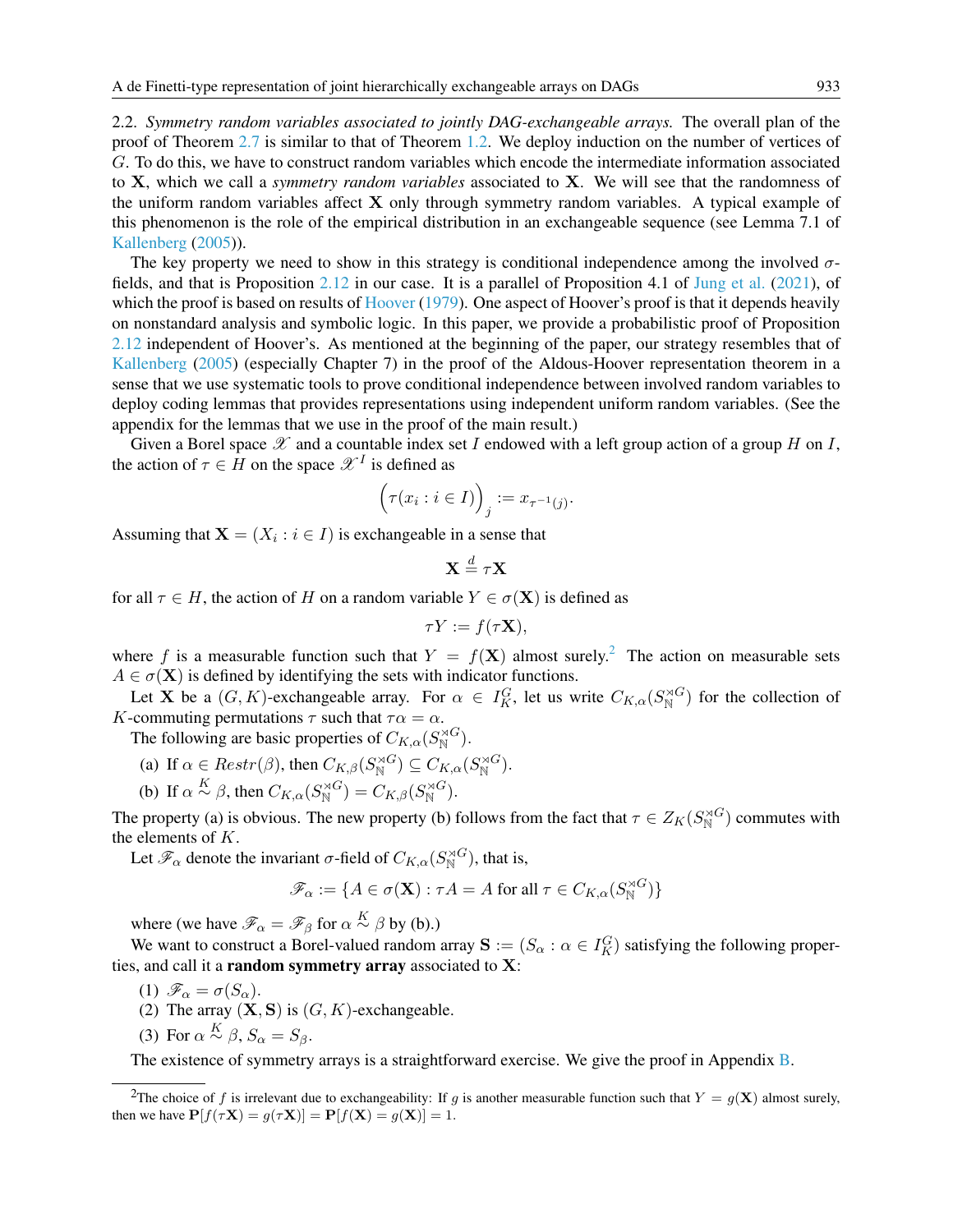2.2. *Symmetry random variables associated to jointly DAG-exchangeable arrays.* The overall plan of the proof of Theorem 2.7 is similar to that of Theorem 1.2. We deploy induction on the number of vertices of $G$. To do this, we have to construct random variables which encode the intermediate information associated to $\mathbf{X}$, which we call a *symmetry random variables* associated to $\mathbf{X}$. We will see that the randomness of the uniform random variables affect $\mathbf{X}$ only through symmetry random variables. A typical example of this phenomenon is the role of the empirical distribution in an exchangeable sequence (see Lemma 7.1 of Kallenberg (2005)).

The key property we need to show in this strategy is conditional independence among the involved $\sigma$-fields, and that is Proposition 2.12 in our case. It is a parallel of Proposition 4.1 of Jung et al. (2021), of which the proof is based on results of Hoover (1979). One aspect of Hoover's proof is that it depends heavily on nonstandard analysis and symbolic logic. In this paper, we provide a probabilistic proof of Proposition 2.12 independent of Hoover's. As mentioned at the beginning of the paper, our strategy resembles that of Kallenberg (2005) (especially Chapter 7) in the proof of the Aldous-Hoover representation theorem in a sense that we use systematic tools to prove conditional independence between involved random variables to deploy coding lemmas that provides representations using independent uniform random variables. (See the appendix for the lemmas that we use in the proof of the main result.)

Given a Borel space $\mathscr{X}$ and a countable index set $I$ endowed with a left group action of a group $H$ on $I$, the action of $\tau \in H$ on the space $\mathscr{X}^I$ is defined as

$$\Big(\tau(x_i : i \in I)\Big)_j := x_{\tau^{-1}(j)}.$$

Assuming that $\mathbf{X} = (X_i : i \in I)$ is exchangeable in a sense that

$$\mathbf{X} \overset{d}{=} \tau\mathbf{X}$$

for all $\tau \in H$, the action of $H$ on a random variable $Y \in \sigma(\mathbf{X})$ is defined as

$$\tau Y := f(\tau\mathbf{X}),$$

where $f$ is a measurable function such that $Y = f(\mathbf{X})$ almost surely.[2] The action on measurable sets $A \in \sigma(\mathbf{X})$ is defined by identifying the sets with indicator functions.

Let $\mathbf{X}$ be a $(G, K)$-exchangeable array. For $\alpha \in I_K^G$, let us write $C_{K,\alpha}(S_{\mathbb{N}}^{\rtimes G})$ for the collection of $K$-commuting permutations $\tau$ such that $\tau\alpha = \alpha$.

The following are basic properties of $C_{K,\alpha}(S_{\mathbb{N}}^{\rtimes G})$.

(a) If $\alpha \in Restr(\beta)$, then $C_{K,\beta}(S_{\mathbb{N}}^{\rtimes G}) \subseteq C_{K,\alpha}(S_{\mathbb{N}}^{\rtimes G})$.

(b) If $\alpha \overset{K}{\sim} \beta$, then $C_{K,\alpha}(S_{\mathbb{N}}^{\rtimes G}) = C_{K,\beta}(S_{\mathbb{N}}^{\rtimes G})$.

The property (a) is obvious. The new property (b) follows from the fact that $\tau \in Z_K(S_{\mathbb{N}}^{\rtimes G})$ commutes with the elements of $K$.

Let $\mathscr{F}_\alpha$ denote the invariant $\sigma$-field of $C_{K,\alpha}(S_{\mathbb{N}}^{\rtimes G})$, that is,

$$\mathscr{F}_\alpha := \{A \in \sigma(\mathbf{X}) : \tau A = A \text{ for all } \tau \in C_{K,\alpha}(S_{\mathbb{N}}^{\rtimes G})\}$$

where (we have $\mathscr{F}_\alpha = \mathscr{F}_\beta$ for $\alpha \overset{K}{\sim} \beta$ by (b).)

We want to construct a Borel-valued random array $\mathbf{S} := (S_\alpha : \alpha \in I_K^G)$ satisfying the following properties, and call it a **random symmetry array** associated to $\mathbf{X}$:

(1) $\mathscr{F}_\alpha = \sigma(S_\alpha)$.
(2) The array $(\mathbf{X}, \mathbf{S})$ is $(G, K)$-exchangeable.
(3) For $\alpha \overset{K}{\sim} \beta$, $S_\alpha = S_\beta$.

The existence of symmetry arrays is a straightforward exercise. We give the proof in Appendix B.

[2]The choice of $f$ is irrelevant due to exchangeability: If $g$ is another measurable function such that $Y = g(\mathbf{X})$ almost surely, then we have $\mathbf{P}[f(\tau\mathbf{X}) = g(\tau\mathbf{X})] = \mathbf{P}[f(\mathbf{X}) = g(\mathbf{X})] = 1$.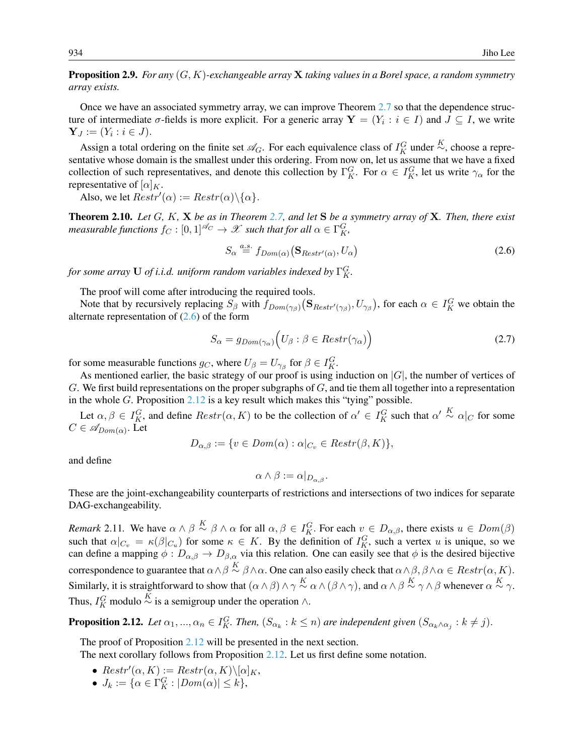**Proposition 2.9.** *For any $(G, K)$-exchangeable array $\mathbf{X}$ taking values in a Borel space, a random symmetry array exists.*

Once we have an associated symmetry array, we can improve Theorem 2.7 so that the dependence structure of intermediate $\sigma$-fields is more explicit. For a generic array $\mathbf{Y} = (Y_i : i \in I)$ and $J \subseteq I$, we write $\mathbf{Y}_J := (Y_i : i \in J)$.

Assign a total ordering on the finite set $\mathscr{A}_G$. For each equivalence class of $I_K^G$ under $\overset{K}{\sim}$, choose a representative whose domain is the smallest under this ordering. From now on, let us assume that we have a fixed collection of such representatives, and denote this collection by $\Gamma_K^G$. For $\alpha \in I_K^G$, let us write $\gamma_\alpha$ for the representative of $[\alpha]_K$.

Also, we let $Restr'(\alpha) := Restr(\alpha) \backslash \{\alpha\}$.

**Theorem 2.10.** *Let $G$, $K$, $\mathbf{X}$ be as in Theorem 2.7, and let $\mathbf{S}$ be a symmetry array of $\mathbf{X}$. Then, there exist measurable functions $f_C : [0,1]^{\mathscr{A}_C} \to \mathscr{X}$ such that for all $\alpha \in \Gamma_K^G$,*

$$S_\alpha \overset{a.s.}{=} f_{Dom(\alpha)}\big(\mathbf{S}_{Restr'(\alpha)}, U_\alpha\big) \tag{2.6}$$

*for some array $\mathbf{U}$ of i.i.d. uniform random variables indexed by $\Gamma_K^G$.*

The proof will come after introducing the required tools.

Note that by recursively replacing $S_\beta$ with $f_{Dom(\gamma_\beta)}\big(\mathbf{S}_{Restr'(\gamma_\beta)}, U_{\gamma_\beta}\big)$, for each $\alpha \in I_K^G$ we obtain the alternate representation of (2.6) of the form

$$S_\alpha = g_{Dom(\gamma_\alpha)}\Big(U_\beta : \beta \in Restr(\gamma_\alpha)\Big) \tag{2.7}$$

for some measurable functions $g_C$, where $U_\beta = U_{\gamma_\beta}$ for $\beta \in I_K^G$.

As mentioned earlier, the basic strategy of our proof is using induction on $|G|$, the number of vertices of $G$. We first build representations on the proper subgraphs of $G$, and tie them all together into a representation in the whole $G$. Proposition 2.12 is a key result which makes this "tying" possible.

Let $\alpha, \beta \in I_K^G$, and define $Restr(\alpha, K)$ to be the collection of $\alpha' \in I_K^G$ such that $\alpha' \overset{K}{\sim} \alpha|_C$ for some $C \in \mathscr{A}_{Dom(\alpha)}$. Let

$$D_{\alpha,\beta} := \{v \in Dom(\alpha) : \alpha|_{C_v} \in Restr(\beta, K)\},$$

and define

$$\alpha \wedge \beta := \alpha|_{D_{\alpha,\beta}}.$$

These are the joint-exchangeability counterparts of restrictions and intersections of two indices for separate DAG-exchangeability.

*Remark* 2.11. We have $\alpha \wedge \beta \overset{K}{\sim} \beta \wedge \alpha$ for all $\alpha, \beta \in I_K^G$. For each $v \in D_{\alpha,\beta}$, there exists $u \in Dom(\beta)$ such that $\alpha|_{C_v} = \kappa(\beta|_{C_u})$ for some $\kappa \in K$. By the definition of $I_K^G$, such a vertex $u$ is unique, so we can define a mapping $\phi : D_{\alpha,\beta} \to D_{\beta,\alpha}$ via this relation. One can easily see that $\phi$ is the desired bijective correspondence to guarantee that $\alpha \wedge \beta \overset{K}{\sim} \beta \wedge \alpha$. One can also easily check that $\alpha \wedge \beta, \beta \wedge \alpha \in Restr(\alpha, K)$. Similarly, it is straightforward to show that $(\alpha \wedge \beta) \wedge \gamma \overset{K}{\sim} \alpha \wedge (\beta \wedge \gamma)$, and $\alpha \wedge \beta \overset{K}{\sim} \gamma \wedge \beta$ whenever $\alpha \overset{K}{\sim} \gamma$. Thus, $I_K^G$ modulo $\overset{K}{\sim}$ is a semigroup under the operation $\wedge$.

**Proposition 2.12.** *Let $\alpha_1, ..., \alpha_n \in I_K^G$. Then, $(S_{\alpha_k} : k \leq n)$ are independent given $(S_{\alpha_k \wedge \alpha_j} : k \neq j)$.*

The proof of Proposition 2.12 will be presented in the next section.

The next corollary follows from Proposition 2.12. Let us first define some notation.

- $Restr'(\alpha, K) := Restr(\alpha, K) \backslash [\alpha]_K$,
- $J_k := \{\alpha \in \Gamma_K^G : |Dom(\alpha)| \leq k\}$,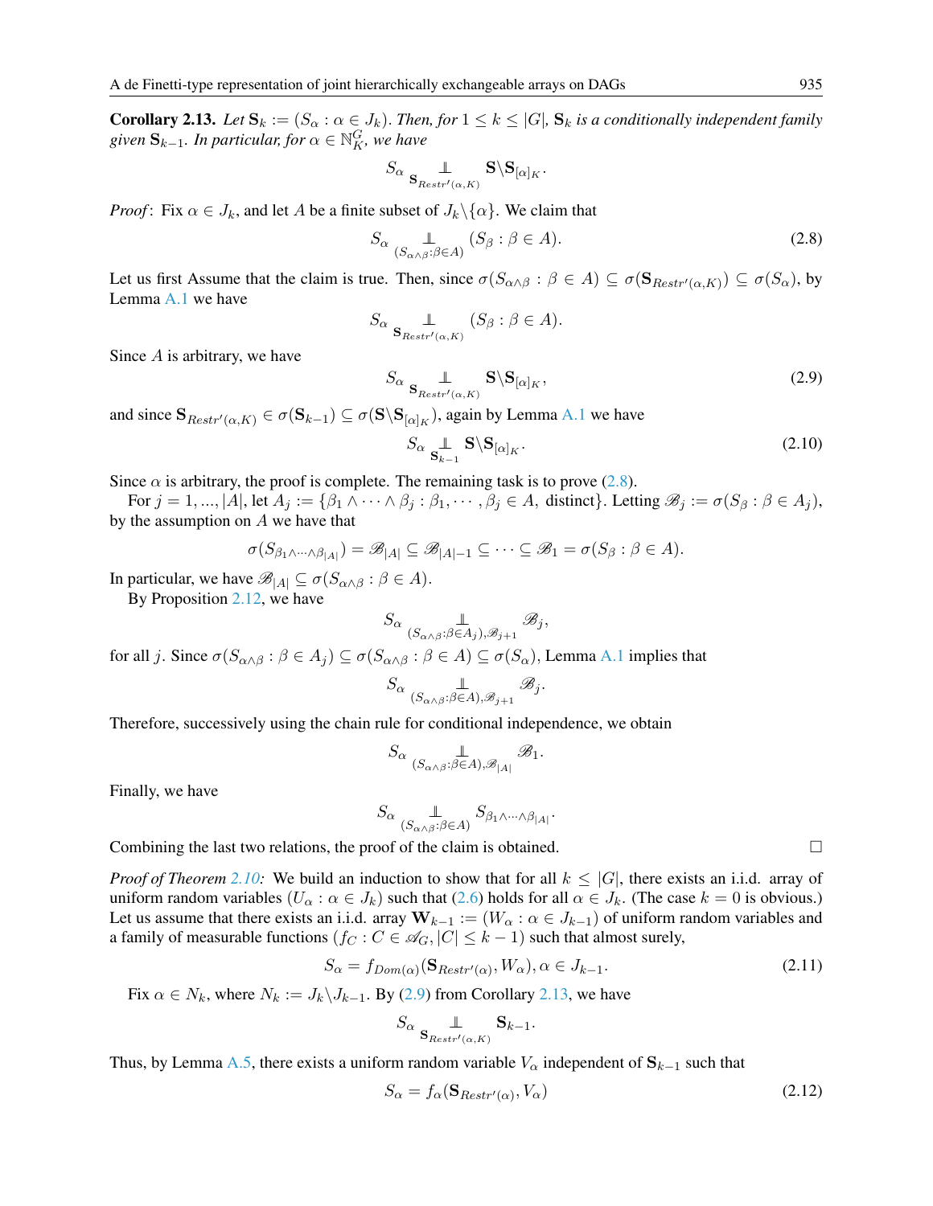**Corollary 2.13.** *Let $\mathbf{S}_k := (S_\alpha : \alpha \in J_k)$. Then, for $1 \le k \le |G|$, $\mathbf{S}_k$ is a conditionally independent family given $\mathbf{S}_{k-1}$. In particular, for $\alpha \in \mathbb{N}_K^G$, we have*

$$S_\alpha \underset{\mathbf{S}_{Restr'(\alpha,K)}}{\perp\!\!\!\perp} \mathbf{S}\backslash\mathbf{S}_{[\alpha]_K}.$$

*Proof*: Fix $\alpha \in J_k$, and let $A$ be a finite subset of $J_k\backslash\{\alpha\}$. We claim that

$$S_\alpha \underset{(S_{\alpha\wedge\beta}:\beta\in A)}{\perp\!\!\!\perp} (S_\beta : \beta \in A). \tag{2.8}$$

Let us first Assume that the claim is true. Then, since $\sigma(S_{\alpha\wedge\beta} : \beta \in A) \subseteq \sigma(\mathbf{S}_{Restr'(\alpha,K)}) \subseteq \sigma(S_\alpha)$, by Lemma A.1 we have

$$S_\alpha \underset{\mathbf{S}_{Restr'(\alpha,K)}}{\perp\!\!\!\perp} (S_\beta : \beta \in A).$$

Since $A$ is arbitrary, we have

$$S_\alpha \underset{\mathbf{S}_{Restr'(\alpha,K)}}{\perp\!\!\!\perp} \mathbf{S}\backslash\mathbf{S}_{[\alpha]_K}, \tag{2.9}$$

and since $\mathbf{S}_{Restr'(\alpha,K)} \in \sigma(\mathbf{S}_{k-1}) \subseteq \sigma(\mathbf{S}\backslash\mathbf{S}_{[\alpha]_K})$, again by Lemma A.1 we have

$$S_\alpha \underset{\mathbf{S}_{k-1}}{\perp\!\!\!\perp} \mathbf{S}\backslash\mathbf{S}_{[\alpha]_K}. \tag{2.10}$$

Since $\alpha$ is arbitrary, the proof is complete. The remaining task is to prove (2.8).

For $j = 1, ..., |A|$, let $A_j := \{\beta_1 \wedge \cdots \wedge \beta_j : \beta_1, \cdots, \beta_j \in A, \text{ distinct}\}$. Letting $\mathscr{B}_j := \sigma(S_\beta : \beta \in A_j)$, by the assumption on $A$ we have that

$$\sigma(S_{\beta_1\wedge\cdots\wedge\beta_{|A|}}) = \mathscr{B}_{|A|} \subseteq \mathscr{B}_{|A|-1} \subseteq \cdots \subseteq \mathscr{B}_1 = \sigma(S_\beta : \beta \in A).$$

In particular, we have $\mathscr{B}_{|A|} \subseteq \sigma(S_{\alpha\wedge\beta} : \beta \in A)$.

By Proposition 2.12, we have

$$S_\alpha \underset{(S_{\alpha\wedge\beta}:\beta\in A_j),\mathscr{B}_{j+1}}{\perp\!\!\!\perp} \mathscr{B}_j,$$

for all $j$. Since $\sigma(S_{\alpha\wedge\beta} : \beta \in A_j) \subseteq \sigma(S_{\alpha\wedge\beta} : \beta \in A) \subseteq \sigma(S_\alpha)$, Lemma A.1 implies that

$$S_\alpha \underset{(S_{\alpha\wedge\beta}:\beta\in A),\mathscr{B}_{j+1}}{\perp\!\!\!\perp} \mathscr{B}_j.$$

Therefore, successively using the chain rule for conditional independence, we obtain

$$S_\alpha \underset{(S_{\alpha\wedge\beta}:\beta\in A),\mathscr{B}_{|A|}}{\perp\!\!\!\perp} \mathscr{B}_1.$$

Finally, we have

$$S_\alpha \underset{(S_{\alpha\wedge\beta}:\beta\in A)}{\perp\!\!\!\perp} S_{\beta_1\wedge\cdots\wedge\beta_{|A|}}.$$

Combining the last two relations, the proof of the claim is obtained. □

*Proof of Theorem 2.10:* We build an induction to show that for all $k \le |G|$, there exists an i.i.d. array of uniform random variables $(U_\alpha : \alpha \in J_k)$ such that (2.6) holds for all $\alpha \in J_k$. (The case $k = 0$ is obvious.) Let us assume that there exists an i.i.d. array $\mathbf{W}_{k-1} := (W_\alpha : \alpha \in J_{k-1})$ of uniform random variables and a family of measurable functions $(f_C : C \in \mathscr{A}_G, |C| \le k-1)$ such that almost surely,

$$S_\alpha = f_{Dom(\alpha)}(\mathbf{S}_{Restr'(\alpha)}, W_\alpha), \alpha \in J_{k-1}. \tag{2.11}$$

Fix $\alpha \in N_k$, where $N_k := J_k\backslash J_{k-1}$. By (2.9) from Corollary 2.13, we have

$$S_\alpha \underset{\mathbf{S}_{Restr'(\alpha,K)}}{\perp\!\!\!\perp} \mathbf{S}_{k-1}.$$

Thus, by Lemma A.5, there exists a uniform random variable $V_\alpha$ independent of $\mathbf{S}_{k-1}$ such that

$$S_\alpha = f_\alpha(\mathbf{S}_{Restr'(\alpha)}, V_\alpha) \tag{2.12}$$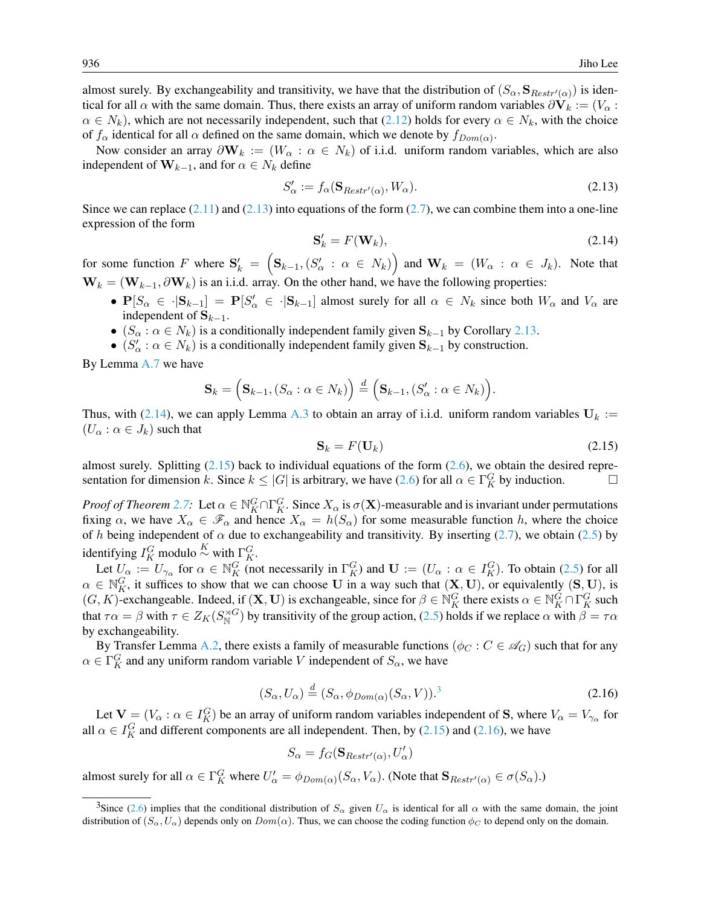almost surely. By exchangeability and transitivity, we have that the distribution of $(S_\alpha, \mathbf{S}_{Restr'(\alpha)})$ is identical for all $\alpha$ with the same domain. Thus, there exists an array of uniform random variables $\partial\mathbf{V}_k := (V_\alpha : \alpha \in N_k)$, which are not necessarily independent, such that (2.12) holds for every $\alpha \in N_k$, with the choice of $f_\alpha$ identical for all $\alpha$ defined on the same domain, which we denote by $f_{Dom(\alpha)}$.

Now consider an array $\partial\mathbf{W}_k := (W_\alpha : \alpha \in N_k)$ of i.i.d. uniform random variables, which are also independent of $\mathbf{W}_{k-1}$, and for $\alpha \in N_k$ define

$$S'_\alpha := f_\alpha(\mathbf{S}_{Restr'(\alpha)}, W_\alpha). \tag{2.13}$$

Since we can replace (2.11) and (2.13) into equations of the form (2.7), we can combine them into a one-line expression of the form

$$\mathbf{S}'_k = F(\mathbf{W}_k), \tag{2.14}$$

for some function $F$ where $\mathbf{S}'_k = \Big(\mathbf{S}_{k-1}, (S'_\alpha : \alpha \in N_k)\Big)$ and $\mathbf{W}_k = (W_\alpha : \alpha \in J_k)$. Note that $\mathbf{W}_k = (\mathbf{W}_{k-1}, \partial\mathbf{W}_k)$ is an i.i.d. array. On the other hand, we have the following properties:

- $\mathbf{P}[S_\alpha \in \cdot|\mathbf{S}_{k-1}] = \mathbf{P}[S'_\alpha \in \cdot|\mathbf{S}_{k-1}]$ almost surely for all $\alpha \in N_k$ since both $W_\alpha$ and $V_\alpha$ are independent of $\mathbf{S}_{k-1}$.
- $(S_\alpha : \alpha \in N_k)$ is a conditionally independent family given $\mathbf{S}_{k-1}$ by Corollary 2.13.
- $(S'_\alpha : \alpha \in N_k)$ is a conditionally independent family given $\mathbf{S}_{k-1}$ by construction.

By Lemma A.7 we have

$$\mathbf{S}_k = \Big(\mathbf{S}_{k-1}, (S_\alpha : \alpha \in N_k)\Big) \overset{d}{=} \Big(\mathbf{S}_{k-1}, (S'_\alpha : \alpha \in N_k)\Big).$$

Thus, with (2.14), we can apply Lemma A.3 to obtain an array of i.i.d. uniform random variables $\mathbf{U}_k := (U_\alpha : \alpha \in J_k)$ such that

$$\mathbf{S}_k = F(\mathbf{U}_k) \tag{2.15}$$

almost surely. Splitting (2.15) back to individual equations of the form (2.6), we obtain the desired representation for dimension $k$. Since $k \le |G|$ is arbitrary, we have (2.6) for all $\alpha \in \Gamma^G_K$ by induction. □

*Proof of Theorem 2.7:* Let $\alpha \in \mathbb{N}^G_K \cap \Gamma^G_K$. Since $X_\alpha$ is $\sigma(\mathbf{X})$-measurable and is invariant under permutations fixing $\alpha$, we have $X_\alpha \in \mathscr{F}_\alpha$ and hence $X_\alpha = h(S_\alpha)$ for some measurable function $h$, where the choice of $h$ being independent of $\alpha$ due to exchangeability and transitivity. By inserting (2.7), we obtain (2.5) by identifying $I^G_K$ modulo $\overset{K}{\sim}$ with $\Gamma^G_K$.

Let $U_\alpha := U_{\gamma_\alpha}$ for $\alpha \in \mathbb{N}^G_K$ (not necessarily in $\Gamma^G_K$) and $\mathbf{U} := (U_\alpha : \alpha \in I^G_K)$. To obtain (2.5) for all $\alpha \in \mathbb{N}^G_K$, it suffices to show that we can choose $\mathbf{U}$ in a way such that $(\mathbf{X}, \mathbf{U})$, or equivalently $(\mathbf{S}, \mathbf{U})$, is $(G, K)$-exchangeable. Indeed, if $(\mathbf{X}, \mathbf{U})$ is exchangeable, since for $\beta \in \mathbb{N}^G_K$ there exists $\alpha \in \mathbb{N}^G_K \cap \Gamma^G_K$ such that $\tau\alpha = \beta$ with $\tau \in Z_K(S^{\rtimes G}_{\mathbb{N}})$ by transitivity of the group action, (2.5) holds if we replace $\alpha$ with $\beta = \tau\alpha$ by exchangeability.

By Transfer Lemma A.2, there exists a family of measurable functions $(\phi_C : C \in \mathscr{A}_G)$ such that for any $\alpha \in \Gamma^G_K$ and any uniform random variable $V$ independent of $S_\alpha$, we have

$$(S_\alpha, U_\alpha) \overset{d}{=} (S_\alpha, \phi_{Dom(\alpha)}(S_\alpha, V)).[3] \tag{2.16}$$

Let $\mathbf{V} = (V_\alpha : \alpha \in I^G_K)$ be an array of uniform random variables independent of $\mathbf{S}$, where $V_\alpha = V_{\gamma_\alpha}$ for all $\alpha \in I^G_K$ and different components are all independent. Then, by (2.15) and (2.16), we have

$$S_\alpha = f_G(\mathbf{S}_{Restr'(\alpha)}, U'_\alpha)$$

almost surely for all $\alpha \in \Gamma^G_K$ where $U'_\alpha = \phi_{Dom(\alpha)}(S_\alpha, V_\alpha)$. (Note that $\mathbf{S}_{Restr'(\alpha)} \in \sigma(S_\alpha)$.)

[3] Since (2.6) implies that the conditional distribution of $S_C$ given $U_\alpha$ is identical for all $\alpha$ with the same domain, the joint distribution of $(S_\alpha, U_\alpha)$ depends only on $Dom(\alpha)$. Thus, we can choose the coding function $\phi_C$ to depend only on the domain.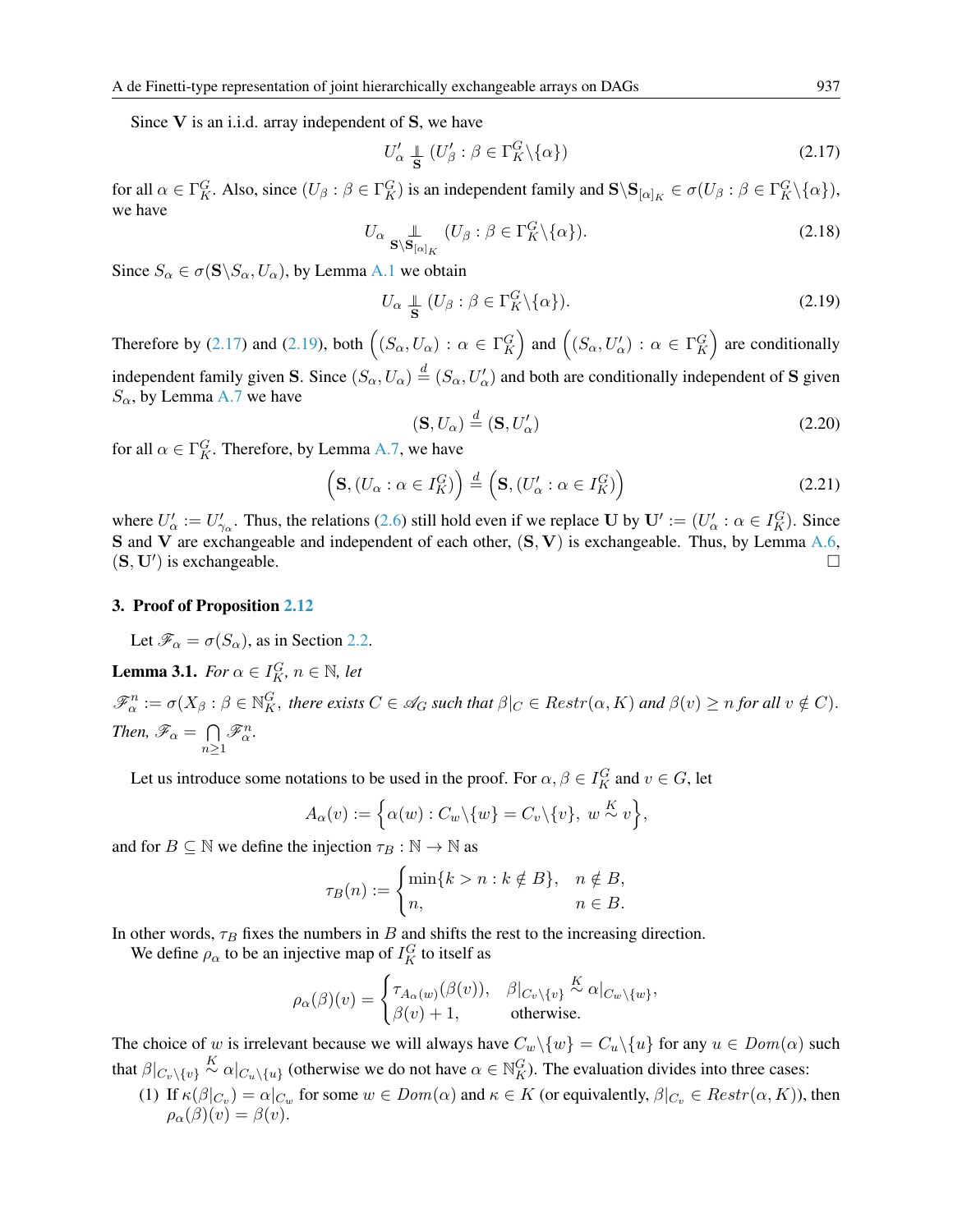Since $\mathbf{V}$ is an i.i.d. array independent of $\mathbf{S}$, we have

$$U'_\alpha \underset{\mathbf{S}}{\perp\!\!\!\perp} (U'_\beta : \beta \in \Gamma_K^G \backslash \{\alpha\}) \tag{2.17}$$

for all $\alpha \in \Gamma_K^G$. Also, since $(U_\beta : \beta \in \Gamma_K^G)$ is an independent family and $\mathbf{S} \backslash \mathbf{S}_{[\alpha]_K} \in \sigma(U_\beta : \beta \in \Gamma_K^G \backslash \{\alpha\})$, we have

$$U_\alpha \underset{\mathbf{S} \backslash \mathbf{S}_{[\alpha]_K}}{\perp\!\!\!\perp} (U_\beta : \beta \in \Gamma_K^G \backslash \{\alpha\}). \tag{2.18}$$

Since $S_\alpha \in \sigma(\mathbf{S} \backslash S_\alpha, U_\alpha)$, by Lemma A.1 we obtain

$$U_\alpha \underset{\mathbf{S}}{\perp\!\!\!\perp} (U_\beta : \beta \in \Gamma_K^G \backslash \{\alpha\}). \tag{2.19}$$

Therefore by (2.17) and (2.19), both $\Big((S_\alpha, U_\alpha) : \alpha \in \Gamma_K^G\Big)$ and $\Big((S_\alpha, U'_\alpha) : \alpha \in \Gamma_K^G\Big)$ are conditionally independent family given $\mathbf{S}$. Since $(S_\alpha, U_\alpha) \overset{d}{=} (S_\alpha, U'_\alpha)$ and both are conditionally independent of $\mathbf{S}$ given $S_\alpha$, by Lemma A.7 we have

$$(\mathbf{S}, U_\alpha) \overset{d}{=} (\mathbf{S}, U'_\alpha) \tag{2.20}$$

for all $\alpha \in \Gamma_K^G$. Therefore, by Lemma A.7, we have

$$\Big(\mathbf{S}, (U_\alpha : \alpha \in I_K^G)\Big) \overset{d}{=} \Big(\mathbf{S}, (U'_\alpha : \alpha \in I_K^G)\Big) \tag{2.21}$$

where $U'_\alpha := U'_{\gamma_\alpha}$. Thus, the relations (2.6) still hold even if we replace $\mathbf{U}$ by $\mathbf{U}' := (U'_\alpha : \alpha \in I_K^G)$. Since $\mathbf{S}$ and $\mathbf{V}$ are exchangeable and independent of each other, $(\mathbf{S}, \mathbf{V})$ is exchangeable. Thus, by Lemma A.6, $(\mathbf{S}, \mathbf{U}')$ is exchangeable. □

## 3. Proof of Proposition 2.12

Let $\mathscr{F}_\alpha = \sigma(S_\alpha)$, as in Section 2.2.

**Lemma 3.1.** *For $\alpha \in I_K^G$, $n \in \mathbb{N}$, let*

*$\mathscr{F}_\alpha^n := \sigma(X_\beta : \beta \in \mathbb{N}_K^G,$ there exists $C \in \mathscr{A}_G$ such that $\beta|_C \in Restr(\alpha, K)$ and $\beta(v) \geq n$ for all $v \notin C)$.*

*Then, $\mathscr{F}_\alpha = \bigcap_{n \geq 1} \mathscr{F}_\alpha^n$.*

Let us introduce some notations to be used in the proof. For $\alpha, \beta \in I_K^G$ and $v \in G$, let

$$A_\alpha(v) := \Big\{\alpha(w) : C_w \backslash \{w\} = C_v \backslash \{v\},\ w \overset{K}{\sim} v\Big\},$$

and for $B \subseteq \mathbb{N}$ we define the injection $\tau_B : \mathbb{N} \to \mathbb{N}$ as

$$\tau_B(n) := \begin{cases} \min\{k > n : k \notin B\}, & n \notin B, \\ n, & n \in B. \end{cases}$$

In other words, $\tau_B$ fixes the numbers in $B$ and shifts the rest to the increasing direction.

We define $\rho_\alpha$ to be an injective map of $I_K^G$ to itself as

$$\rho_\alpha(\beta)(v) = \begin{cases} \tau_{A_\alpha(w)}(\beta(v)), & \beta|_{C_v \backslash \{v\}} \overset{K}{\sim} \alpha|_{C_w \backslash \{w\}}, \\ \beta(v) + 1, & \text{otherwise}. \end{cases}$$

The choice of $w$ is irrelevant because we will always have $C_w \backslash \{w\} = C_u \backslash \{u\}$ for any $u \in Dom(\alpha)$ such that $\beta|_{C_v \backslash \{v\}} \overset{K}{\sim} \alpha|_{C_u \backslash \{u\}}$ (otherwise we do not have $\alpha \in \mathbb{N}_K^G$). The evaluation divides into three cases:

(1) If $\kappa(\beta|_{C_v}) = \alpha|_{C_w}$ for some $w \in Dom(\alpha)$ and $\kappa \in K$ (or equivalently, $\beta|_{C_v} \in Restr(\alpha, K)$), then $\rho_\alpha(\beta)(v) = \beta(v)$.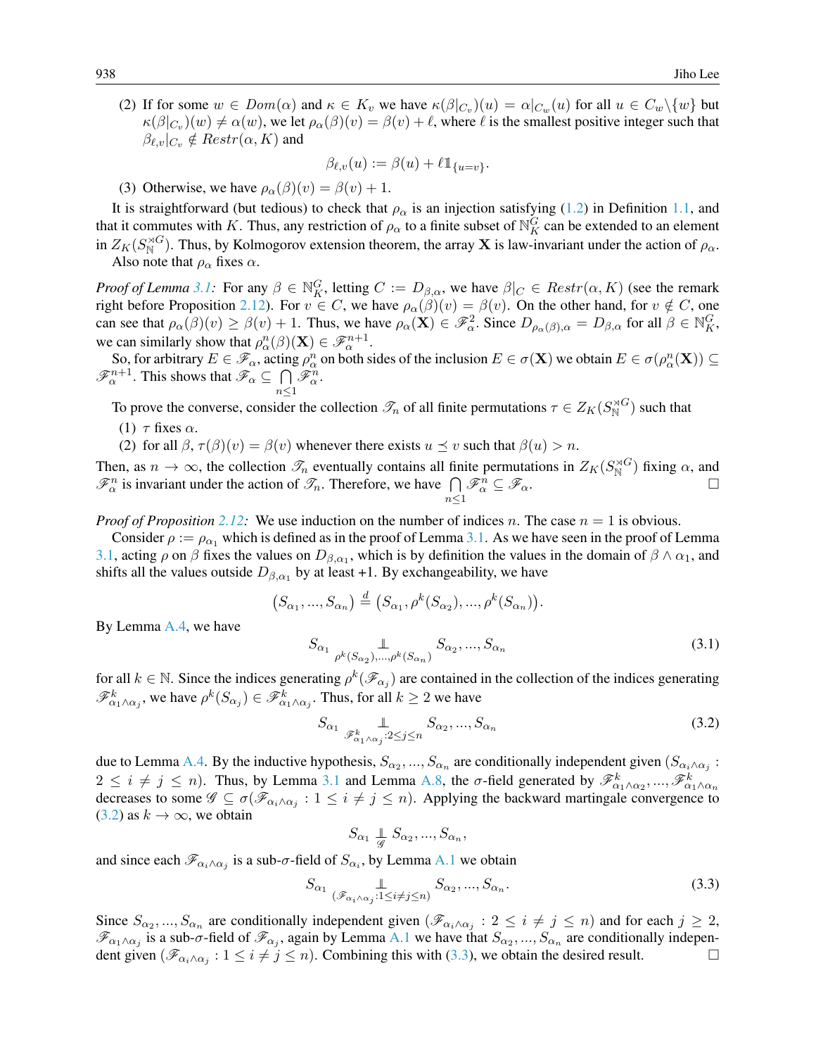(2) If for some $w \in Dom(\alpha)$ and $\kappa \in K_v$ we have $\kappa(\beta|_{C_v})(u) = \alpha|_{C_w}(u)$ for all $u \in C_w \backslash \{w\}$ but $\kappa(\beta|_{C_v})(w) \neq \alpha(w)$, we let $\rho_\alpha(\beta)(v) = \beta(v) + \ell$, where $\ell$ is the smallest positive integer such that $\beta_{\ell,v}|_{C_v} \notin Restr(\alpha, K)$ and

$$\beta_{\ell,v}(u) := \beta(u) + \ell \mathbb{1}_{\{u=v\}}.$$

(3) Otherwise, we have $\rho_\alpha(\beta)(v) = \beta(v) + 1$.

It is straightforward (but tedious) to check that $\rho_\alpha$ is an injection satisfying (1.2) in Definition 1.1, and that it commutes with $K$. Thus, any restriction of $\rho_\alpha$ to a finite subset of $\mathbb{N}_K^G$ can be extended to an element in $Z_K(S_{\mathbb{N}}^{\rtimes G})$. Thus, by Kolmogorov extension theorem, the array $\mathbf{X}$ is law-invariant under the action of $\rho_\alpha$.

Also note that $\rho_\alpha$ fixes $\alpha$.

*Proof of Lemma 3.1:* For any $\beta \in \mathbb{N}_K^G$, letting $C := D_{\beta,\alpha}$, we have $\beta|_C \in Restr(\alpha, K)$ (see the remark right before Proposition 2.12). For $v \in C$, we have $\rho_\alpha(\beta)(v) = \beta(v)$. On the other hand, for $v \notin C$, one can see that $\rho_\alpha(\beta)(v) \geq \beta(v) + 1$. Thus, we have $\rho_\alpha(\mathbf{X}) \in \mathscr{F}_\alpha^2$. Since $D_{\rho_\alpha(\beta),\alpha} = D_{\beta,\alpha}$ for all $\beta \in \mathbb{N}_K^G$, we can similarly show that $\rho_\alpha^n(\beta)(\mathbf{X}) \in \mathscr{F}_\alpha^{n+1}$.

So, for arbitrary $E \in \mathscr{F}_\alpha$, acting $\rho_\alpha^n$ on both sides of the inclusion $E \in \sigma(\mathbf{X})$ we obtain $E \in \sigma(\rho_\alpha^n(\mathbf{X})) \subseteq \mathscr{F}_\alpha^{n+1}$. This shows that $\mathscr{F}_\alpha \subseteq \bigcap_{n \leq 1} \mathscr{F}_\alpha^n$.

To prove the converse, consider the collection $\mathscr{T}_n$ of all finite permutations $\tau \in Z_K(S_{\mathbb{N}}^{\rtimes G})$ such that

(1) $\tau$ fixes $\alpha$.

(2) for all $\beta$, $\tau(\beta)(v) = \beta(v)$ whenever there exists $u \preceq v$ such that $\beta(u) > n$.

Then, as $n \to \infty$, the collection $\mathscr{T}_n$ eventually contains all finite permutations in $Z_K(S_{\mathbb{N}}^{\rtimes G})$ fixing $\alpha$, and $\mathscr{F}_\alpha^n$ is invariant under the action of $\mathscr{T}_n$. Therefore, we have $\bigcap_{n \leq 1} \mathscr{F}_\alpha^n \subseteq \mathscr{F}_\alpha$. □

*Proof of Proposition 2.12:* We use induction on the number of indices $n$. The case $n = 1$ is obvious.

Consider $\rho := \rho_{\alpha_1}$ which is defined as in the proof of Lemma 3.1. As we have seen in the proof of Lemma 3.1, acting $\rho$ on $\beta$ fixes the values on $D_{\beta,\alpha_1}$, which is by definition the values in the domain of $\beta \wedge \alpha_1$, and shifts all the values outside $D_{\beta,\alpha_1}$ by at least +1. By exchangeability, we have

$$(S_{\alpha_1}, ..., S_{\alpha_n}) \stackrel{d}{=} (S_{\alpha_1}, \rho^k(S_{\alpha_2}), ..., \rho^k(S_{\alpha_n})).$$

By Lemma A.4, we have

$$S_{\alpha_1} \underset{\rho^k(S_{\alpha_2}),...,\rho^k(S_{\alpha_n})}{\perp\!\!\!\perp} S_{\alpha_2}, ..., S_{\alpha_n} \tag{3.1}$$

for all $k \in \mathbb{N}$. Since the indices generating $\rho^k(\mathscr{F}_{\alpha_j})$ are contained in the collection of the indices generating $\mathscr{F}_{\alpha_1 \wedge \alpha_j}^k$, we have $\rho^k(S_{\alpha_j}) \in \mathscr{F}_{\alpha_1 \wedge \alpha_j}^k$. Thus, for all $k \geq 2$ we have

$$S_{\alpha_1} \underset{\mathscr{F}_{\alpha_1 \wedge \alpha_j}^k : 2 \leq j \leq n}{\perp\!\!\!\perp} S_{\alpha_2}, ..., S_{\alpha_n} \tag{3.2}$$

due to Lemma A.4. By the inductive hypothesis, $S_{\alpha_2}, ..., S_{\alpha_n}$ are conditionally independent given $(S_{\alpha_i \wedge \alpha_j} : 2 \leq i \neq j \leq n)$. Thus, by Lemma 3.1 and Lemma A.8, the $\sigma$-field generated by $\mathscr{F}_{\alpha_1 \wedge \alpha_2}^k, ..., \mathscr{F}_{\alpha_1 \wedge \alpha_n}^k$ decreases to some $\mathscr{G} \subseteq \sigma(\mathscr{F}_{\alpha_i \wedge \alpha_j} : 1 \leq i \neq j \leq n)$. Applying the backward martingale convergence to (3.2) as $k \to \infty$, we obtain

$$S_{\alpha_1} \underset{\mathscr{G}}{\perp\!\!\!\perp} S_{\alpha_2}, ..., S_{\alpha_n},$$

and since each $\mathscr{F}_{\alpha_i \wedge \alpha_j}$ is a sub-$\sigma$-field of $S_{\alpha_i}$, by Lemma A.1 we obtain

$$S_{\alpha_1} \underset{(\mathscr{F}_{\alpha_i \wedge \alpha_j} : 1 \leq i \neq j \leq n)}{\perp\!\!\!\perp} S_{\alpha_2}, ..., S_{\alpha_n}. \tag{3.3}$$

Since $S_{\alpha_2}, ..., S_{\alpha_n}$ are conditionally independent given $(\mathscr{F}_{\alpha_i \wedge \alpha_j} : 2 \leq i \neq j \leq n)$ and for each $j \geq 2$, $\mathscr{F}_{\alpha_1 \wedge \alpha_j}$ is a sub-$\sigma$-field of $\mathscr{F}_{\alpha_j}$, again by Lemma A.1 we have that $S_{\alpha_2}, ..., S_{\alpha_n}$ are conditionally independent given $(\mathscr{F}_{\alpha_i \wedge \alpha_j} : 1 \leq i \neq j \leq n)$. Combining this with (3.3), we obtain the desired result. □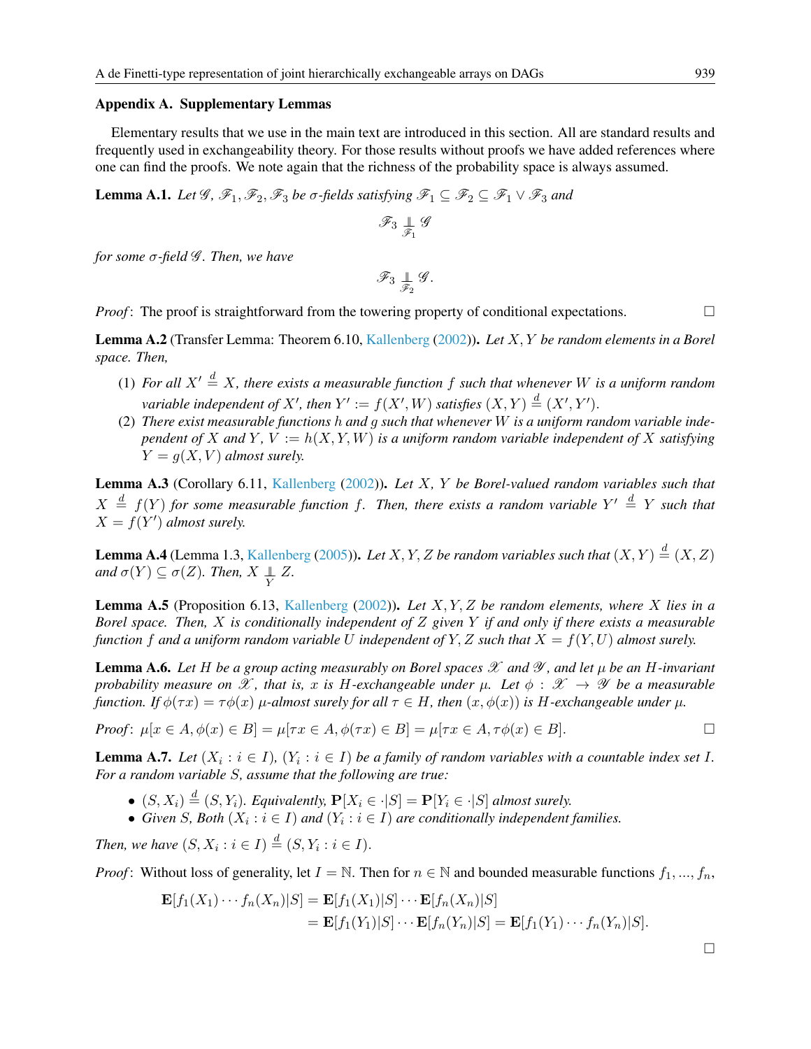## Appendix A. Supplementary Lemmas

Elementary results that we use in the main text are introduced in this section. All are standard results and frequently used in exchangeability theory. For those results without proofs we have added references where one can find the proofs. We note again that the richness of the probability space is always assumed.

**Lemma A.1.** *Let $\mathscr{G}, \mathscr{F}_1, \mathscr{F}_2, \mathscr{F}_3$ be σ-fields satisfying $\mathscr{F}_1 \subseteq \mathscr{F}_2 \subseteq \mathscr{F}_1 \vee \mathscr{F}_3$ and*

$$\mathscr{F}_3 \underset{\mathscr{F}_1}{\perp\!\!\!\perp} \mathscr{G}$$

*for some σ-field $\mathscr{G}$. Then, we have*

$$\mathscr{F}_3 \underset{\mathscr{F}_2}{\perp\!\!\!\perp} \mathscr{G}.$$

*Proof*: The proof is straightforward from the towering property of conditional expectations. □

**Lemma A.2** (Transfer Lemma: Theorem 6.10, Kallenberg (2002)). *Let $X, Y$ be random elements in a Borel space. Then,*

1. *For all $X' \overset{d}{=} X$, there exists a measurable function $f$ such that whenever $W$ is a uniform random variable independent of $X'$, then $Y' := f(X', W)$ satisfies $(X, Y) \overset{d}{=} (X', Y')$.*
2. *There exist measurable functions $h$ and $g$ such that whenever $W$ is a uniform random variable independent of $X$ and $Y$, $V := h(X, Y, W)$ is a uniform random variable independent of $X$ satisfying $Y = g(X, V)$ almost surely.*

**Lemma A.3** (Corollary 6.11, Kallenberg (2002)). *Let $X$, $Y$ be Borel-valued random variables such that $X \overset{d}{=} f(Y)$ for some measurable function $f$. Then, there exists a random variable $Y' \overset{d}{=} Y$ such that $X = f(Y')$ almost surely.*

**Lemma A.4** (Lemma 1.3, Kallenberg (2005)). *Let $X, Y, Z$ be random variables such that $(X, Y) \overset{d}{=} (X, Z)$ and $\sigma(Y) \subseteq \sigma(Z)$. Then, $X \underset{Y}{\perp\!\!\!\perp} Z$.*

**Lemma A.5** (Proposition 6.13, Kallenberg (2002)). *Let $X, Y, Z$ be random elements, where $X$ lies in a Borel space. Then, $X$ is conditionally independent of $Z$ given $Y$ if and only if there exists a measurable function $f$ and a uniform random variable $U$ independent of $Y, Z$ such that $X = f(Y, U)$ almost surely.*

**Lemma A.6.** *Let $H$ be a group acting measurably on Borel spaces $\mathscr{X}$ and $\mathscr{Y}$, and let $\mu$ be an $H$-invariant probability measure on $\mathscr{X}$, that is, $x$ is $H$-exchangeable under $\mu$. Let $\phi : \mathscr{X} \to \mathscr{Y}$ be a measurable function. If $\phi(\tau x) = \tau\phi(x)$ $\mu$-almost surely for all $\tau \in H$, then $(x, \phi(x))$ is $H$-exchangeable under $\mu$.*

*Proof*: $\mu[x \in A, \phi(x) \in B] = \mu[\tau x \in A, \phi(\tau x) \in B] = \mu[\tau x \in A, \tau\phi(x) \in B]$. □

**Lemma A.7.** *Let $(X_i : i \in I)$, $(Y_i : i \in I)$ be a family of random variables with a countable index set $I$. For a random variable $S$, assume that the following are true:*

- *$(S, X_i) \overset{d}{=} (S, Y_i)$. Equivalently, $\mathbf{P}[X_i \in \cdot|S] = \mathbf{P}[Y_i \in \cdot|S]$ almost surely.*
- *Given $S$, Both $(X_i : i \in I)$ and $(Y_i : i \in I)$ are conditionally independent families.*

*Then, we have $(S, X_i : i \in I) \overset{d}{=} (S, Y_i : i \in I)$.*

*Proof*: Without loss of generality, let $I = \mathbb{N}$. Then for $n \in \mathbb{N}$ and bounded measurable functions $f_1, ..., f_n$,

$$\begin{aligned}
\mathbf{E}[f_1(X_1) \cdots f_n(X_n)|S] &= \mathbf{E}[f_1(X_1)|S] \cdots \mathbf{E}[f_n(X_n)|S] \\
&= \mathbf{E}[f_1(Y_1)|S] \cdots \mathbf{E}[f_n(Y_n)|S] = \mathbf{E}[f_1(Y_1) \cdots f_n(Y_n)|S].
\end{aligned}$$

□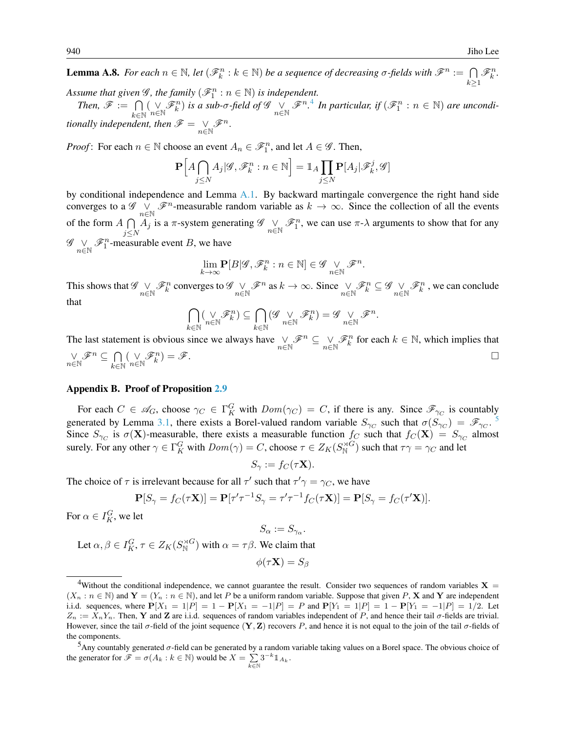**Lemma A.8.** *For each $n \in \mathbb{N}$, let $(\mathscr{F}_k^n : k \in \mathbb{N})$ be a sequence of decreasing σ-fields with $\mathscr{F}^n := \bigcap_{k\geq 1} \mathscr{F}_k^n$. Assume that given $\mathscr{G}$, the family $(\mathscr{F}_1^n : n \in \mathbb{N})$ is independent.*

*Then, $\mathscr{F} := \bigcap_{k\in\mathbb{N}} (\bigvee_{n\in\mathbb{N}} \mathscr{F}_k^n)$ is a sub-σ-field of $\mathscr{G} \bigvee_{n\in\mathbb{N}} \mathscr{F}^n$.*[4] *In particular, if $(\mathscr{F}_1^n : n \in \mathbb{N})$ are unconditionally independent, then $\mathscr{F} = \bigvee_{n\in\mathbb{N}} \mathscr{F}^n$.*

*Proof*: For each $n \in \mathbb{N}$ choose an event $A_n \in \mathscr{F}_1^n$, and let $A \in \mathscr{G}$. Then,

$$\mathbf{P}\Big[A \bigcap_{j\leq N} A_j | \mathscr{G}, \mathscr{F}_k^n : n \in \mathbb{N}\Big] = \mathbb{1}_A \prod_{j\leq N} \mathbf{P}[A_j | \mathscr{F}_k^j, \mathscr{G}]$$

by conditional independence and Lemma A.1. By backward martingale convergence the right hand side converges to a $\mathscr{G} \bigvee_{n\in\mathbb{N}} \mathscr{F}^n$-measurable random variable as $k \to \infty$. Since the collection of all the events of the form $A \bigcap_{j\leq N} A_j$ is a π-system generating $\mathscr{G} \bigvee_{n\in\mathbb{N}} \mathscr{F}_1^n$, we can use π-λ arguments to show that for any $\mathscr{G} \bigvee_{n\in\mathbb{N}} \mathscr{F}_1^n$-measurable event $B$, we have

$$\lim_{k\to\infty} \mathbf{P}[B | \mathscr{G}, \mathscr{F}_k^n : n \in \mathbb{N}] \in \mathscr{G} \bigvee_{n\in\mathbb{N}} \mathscr{F}^n.$$

This shows that $\mathscr{G} \bigvee_{n\in\mathbb{N}} \mathscr{F}_k^n$ converges to $\mathscr{G} \bigvee_{n\in\mathbb{N}} \mathscr{F}^n$ as $k \to \infty$. Since $\bigvee_{n\in\mathbb{N}} \mathscr{F}_k^n \subseteq \mathscr{G} \bigvee_{n\in\mathbb{N}} \mathscr{F}_k^n$, we can conclude that

$$\bigcap_{k\in\mathbb{N}} (\bigvee_{n\in\mathbb{N}} \mathscr{F}_k^n) \subseteq \bigcap_{k\in\mathbb{N}} (\mathscr{G} \bigvee_{n\in\mathbb{N}} \mathscr{F}_k^n) = \mathscr{G} \bigvee_{n\in\mathbb{N}} \mathscr{F}^n.$$

The last statement is obvious since we always have $\bigvee_{n\in\mathbb{N}} \mathscr{F}^n \subseteq \bigvee_{n\in\mathbb{N}} \mathscr{F}_k^n$ for each $k \in \mathbb{N}$, which implies that $\bigvee_{n\in\mathbb{N}} \mathscr{F}^n \subseteq \bigcap_{k\in\mathbb{N}} (\bigvee_{n\in\mathbb{N}} \mathscr{F}_k^n) = \mathscr{F}$. □

## Appendix B. Proof of Proposition 2.9

For each $C \in \mathscr{A}_G$, choose $\gamma_C \in \Gamma_K^G$ with $Dom(\gamma_C) = C$, if there is any. Since $\mathscr{F}_{\gamma_C}$ is countably generated by Lemma 3.1, there exists a Borel-valued random variable $S_{\gamma_C}$ such that $\sigma(S_{\gamma_C}) = \mathscr{F}_{\gamma_C}$.[5] Since $S_{\gamma_C}$ is $\sigma(\mathbf{X})$-measurable, there exists a measurable function $f_C$ such that $f_C(\mathbf{X}) = S_{\gamma_C}$ almost surely. For any other $\gamma \in \Gamma_K^G$ with $Dom(\gamma) = C$, choose $\tau \in Z_K(S_{\mathbb{N}}^{\rtimes G})$ such that $\tau\gamma = \gamma_C$ and let

$$S_\gamma := f_C(\tau\mathbf{X}).$$

The choice of $\tau$ is irrelevant because for all $\tau'$ such that $\tau'\gamma = \gamma_C$, we have

$$\mathbf{P}[S_\gamma = f_C(\tau\mathbf{X})] = \mathbf{P}[\tau'\tau^{-1}S_\gamma = \tau'\tau^{-1}f_C(\tau\mathbf{X})] = \mathbf{P}[S_\gamma = f_C(\tau'\mathbf{X})].$$

For $\alpha \in I_K^G$, we let

$$S_\alpha := S_{\gamma_\alpha}.$$

Let $\alpha, \beta \in I_K^G, \tau \in Z_K(S_{\mathbb{N}}^{\rtimes G})$ with $\alpha = \tau\beta$. We claim that

$$\phi(\tau\mathbf{X}) = S_\beta$$

---

[4] Without the conditional independence, we cannot guarantee the result. Consider two sequences of random variables $\mathbf{X} = (X_n : n \in \mathbb{N})$ and $\mathbf{Y} = (Y_n : n \in \mathbb{N})$, and let $P$ be a uniform random variable. Suppose that given $P$, $\mathbf{X}$ and $\mathbf{Y}$ are independent i.i.d. sequences, where $\mathbf{P}[X_1 = 1|P] = 1 - \mathbf{P}[X_1 = -1|P] = P$ and $\mathbf{P}[Y_1 = 1|P] = 1 - \mathbf{P}[Y_1 = -1|P] = 1/2$. Let $Z_n := X_n Y_n$. Then, $\mathbf{Y}$ and $\mathbf{Z}$ are i.i.d. sequences of random variables independent of $P$, and hence their tail σ-fields are trivial. However, since the tail σ-field of the joint sequence $(\mathbf{Y}, \mathbf{Z})$ recovers $P$, and hence it is not equal to the join of the tail σ-fields of the components.

[5] Any countably generated σ-field can be generated by a random variable taking values on a Borel space. The obvious choice of the generator for $\mathscr{F} = \sigma(A_k : k \in \mathbb{N})$ would be $X = \sum_{k\in\mathbb{N}} 3^{-k}\mathbb{1}_{A_k}$.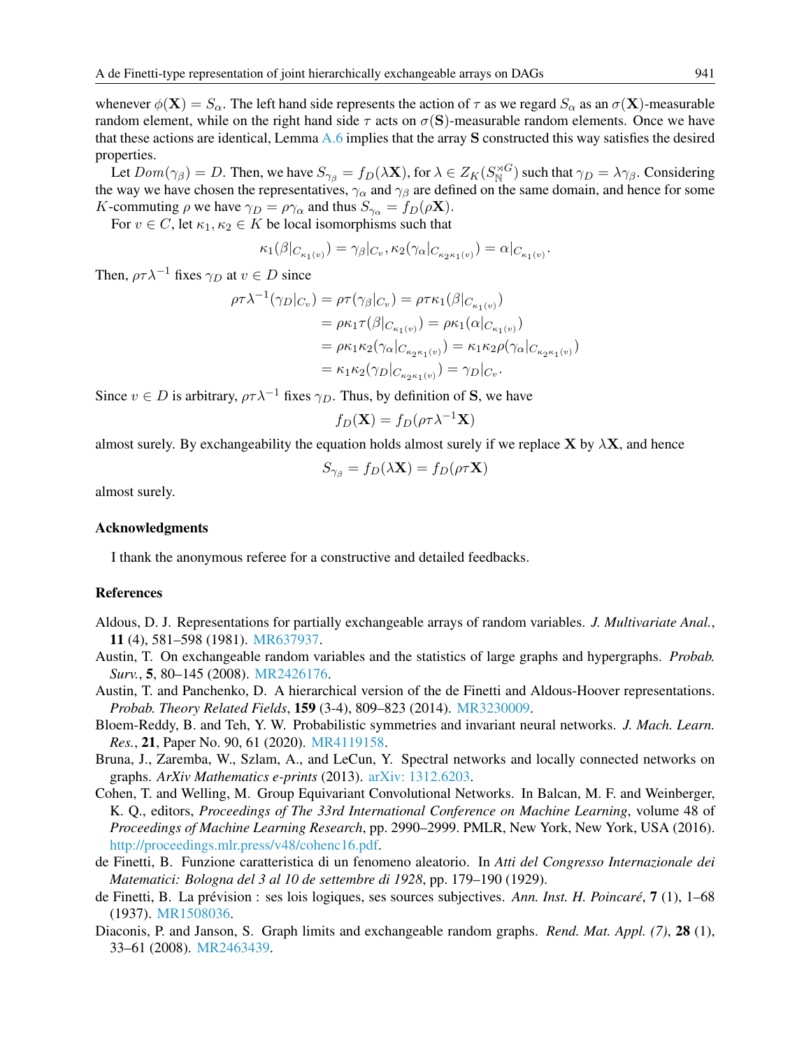whenever $\phi(\mathbf{X}) = S_\alpha$. The left hand side represents the action of $\tau$ as we regard $S_\alpha$ as an $\sigma(\mathbf{X})$-measurable random element, while on the right hand side $\tau$ acts on $\sigma(\mathbf{S})$-measurable random elements. Once we have that these actions are identical, Lemma A.6 implies that the array $\mathbf{S}$ constructed this way satisfies the desired properties.

Let $Dom(\gamma_\beta) = D$. Then, we have $S_{\gamma_\beta} = f_D(\lambda\mathbf{X})$, for $\lambda \in Z_K(S_{\mathbb{N}}^{\rtimes G})$ such that $\gamma_D = \lambda\gamma_\beta$. Considering the way we have chosen the representatives, $\gamma_\alpha$ and $\gamma_\beta$ are defined on the same domain, and hence for some $K$-commuting $\rho$ we have $\gamma_D = \rho\gamma_\alpha$ and thus $S_{\gamma_\alpha} = f_D(\rho\mathbf{X})$.

For $v \in C$, let $\kappa_1, \kappa_2 \in K$ be local isomorphisms such that

$$\kappa_1(\beta|_{C_{\kappa_1(v)}}) = \gamma_\beta|_{C_v}, \kappa_2(\gamma_\alpha|_{C_{\kappa_2\kappa_1(v)}}) = \alpha|_{C_{\kappa_1(v)}}.$$

Then, $\rho\tau\lambda^{-1}$ fixes $\gamma_D$ at $v \in D$ since

$$\begin{aligned}
\rho\tau\lambda^{-1}(\gamma_D|_{C_v}) &= \rho\tau(\gamma_\beta|_{C_v}) = \rho\tau\kappa_1(\beta|_{C_{\kappa_1(v)}}) \\
&= \rho\kappa_1\tau(\beta|_{C_{\kappa_1(v)}}) = \rho\kappa_1(\alpha|_{C_{\kappa_1(v)}}) \\
&= \rho\kappa_1\kappa_2(\gamma_\alpha|_{C_{\kappa_2\kappa_1(v)}}) = \kappa_1\kappa_2\rho(\gamma_\alpha|_{C_{\kappa_2\kappa_1(v)}}) \\
&= \kappa_1\kappa_2(\gamma_D|_{C_{\kappa_2\kappa_1(v)}}) = \gamma_D|_{C_v}.
\end{aligned}$$

Since $v \in D$ is arbitrary, $\rho\tau\lambda^{-1}$ fixes $\gamma_D$. Thus, by definition of $\mathbf{S}$, we have

$$f_D(\mathbf{X}) = f_D(\rho\tau\lambda^{-1}\mathbf{X})$$

almost surely. By exchangeability the equation holds almost surely if we replace $\mathbf{X}$ by $\lambda\mathbf{X}$, and hence

$$S_{\gamma_\beta} = f_D(\lambda\mathbf{X}) = f_D(\rho\tau\mathbf{X})$$

almost surely.

## Acknowledgments

I thank the anonymous referee for a constructive and detailed feedbacks.

## References

Aldous, D. J. Representations for partially exchangeable arrays of random variables. *J. Multivariate Anal.*, **11** (4), 581–598 (1981). MR637937.

Austin, T. On exchangeable random variables and the statistics of large graphs and hypergraphs. *Probab. Surv.*, **5**, 80–145 (2008). MR2426176.

Austin, T. and Panchenko, D. A hierarchical version of the de Finetti and Aldous-Hoover representations. *Probab. Theory Related Fields*, **159** (3-4), 809–823 (2014). MR3230009.

Bloem-Reddy, B. and Teh, Y. W. Probabilistic symmetries and invariant neural networks. *J. Mach. Learn. Res.*, **21**, Paper No. 90, 61 (2020). MR4119158.

Bruna, J., Zaremba, W., Szlam, A., and LeCun, Y. Spectral networks and locally connected networks on graphs. *ArXiv Mathematics e-prints* (2013). arXiv: 1312.6203.

Cohen, T. and Welling, M. Group Equivariant Convolutional Networks. In Balcan, M. F. and Weinberger, K. Q., editors, *Proceedings of The 33rd International Conference on Machine Learning*, volume 48 of *Proceedings of Machine Learning Research*, pp. 2990–2999. PMLR, New York, New York, USA (2016). http://proceedings.mlr.press/v48/cohenc16.pdf.

de Finetti, B. Funzione caratteristica di un fenomeno aleatorio. In *Atti del Congresso Internazionale dei Matematici: Bologna del 3 al 10 de settembre di 1928*, pp. 179–190 (1929).

de Finetti, B. La prévision : ses lois logiques, ses sources subjectives. *Ann. Inst. H. Poincaré*, **7** (1), 1–68 (1937). MR1508036.

Diaconis, P. and Janson, S. Graph limits and exchangeable random graphs. *Rend. Mat. Appl. (7)*, **28** (1), 33–61 (2008). MR2463439.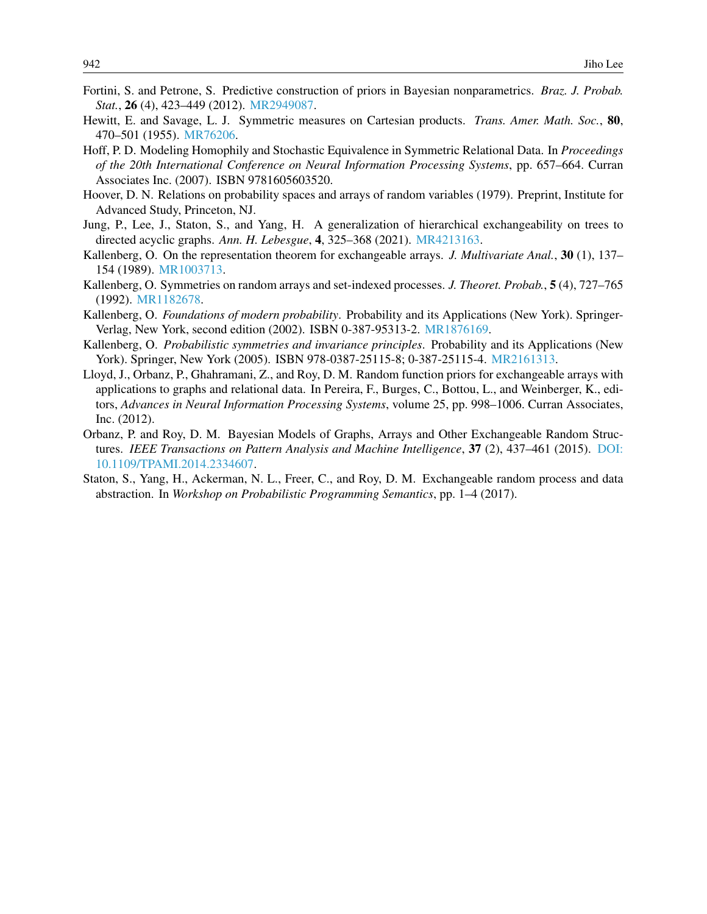Fortini, S. and Petrone, S. Predictive construction of priors in Bayesian nonparametrics. *Braz. J. Probab. Stat.*, **26** (4), 423–449 (2012). MR2949087.

Hewitt, E. and Savage, L. J. Symmetric measures on Cartesian products. *Trans. Amer. Math. Soc.*, **80**, 470–501 (1955). MR76206.

Hoff, P. D. Modeling Homophily and Stochastic Equivalence in Symmetric Relational Data. In *Proceedings of the 20th International Conference on Neural Information Processing Systems*, pp. 657–664. Curran Associates Inc. (2007). ISBN 9781605603520.

Hoover, D. N. Relations on probability spaces and arrays of random variables (1979). Preprint, Institute for Advanced Study, Princeton, NJ.

Jung, P., Lee, J., Staton, S., and Yang, H. A generalization of hierarchical exchangeability on trees to directed acyclic graphs. *Ann. H. Lebesgue*, **4**, 325–368 (2021). MR4213163.

Kallenberg, O. On the representation theorem for exchangeable arrays. *J. Multivariate Anal.*, **30** (1), 137–154 (1989). MR1003713.

Kallenberg, O. Symmetries on random arrays and set-indexed processes. *J. Theoret. Probab.*, **5** (4), 727–765 (1992). MR1182678.

Kallenberg, O. *Foundations of modern probability*. Probability and its Applications (New York). Springer-Verlag, New York, second edition (2002). ISBN 0-387-95313-2. MR1876169.

Kallenberg, O. *Probabilistic symmetries and invariance principles*. Probability and its Applications (New York). Springer, New York (2005). ISBN 978-0387-25115-8; 0-387-25115-4. MR2161313.

Lloyd, J., Orbanz, P., Ghahramani, Z., and Roy, D. M. Random function priors for exchangeable arrays with applications to graphs and relational data. In Pereira, F., Burges, C., Bottou, L., and Weinberger, K., editors, *Advances in Neural Information Processing Systems*, volume 25, pp. 998–1006. Curran Associates, Inc. (2012).

Orbanz, P. and Roy, D. M. Bayesian Models of Graphs, Arrays and Other Exchangeable Random Structures. *IEEE Transactions on Pattern Analysis and Machine Intelligence*, **37** (2), 437–461 (2015). DOI: 10.1109/TPAMI.2014.2334607.

Staton, S., Yang, H., Ackerman, N. L., Freer, C., and Roy, D. M. Exchangeable random process and data abstraction. In *Workshop on Probabilistic Programming Semantics*, pp. 1–4 (2017).